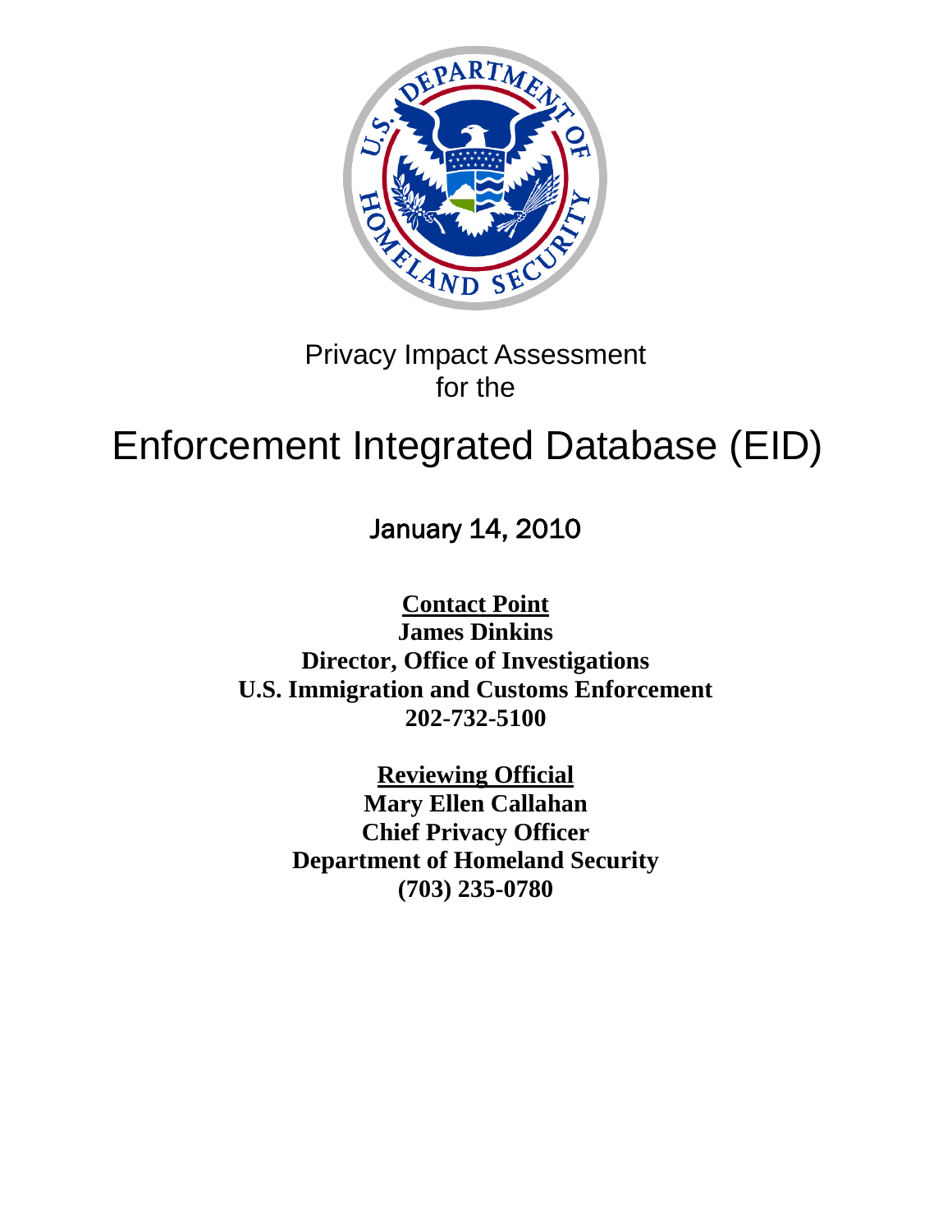Privacy Impact Assessment
for the

# Enforcement Integrated Database (EID)

January 14, 2010

**Contact Point**
**James Dinkins**
**Director, Office of Investigations**
**U.S. Immigration and Customs Enforcement**
**202-732-5100**

**Reviewing Official**
**Mary Ellen Callahan**
**Chief Privacy Officer**
**Department of Homeland Security**
**(703) 235-0780**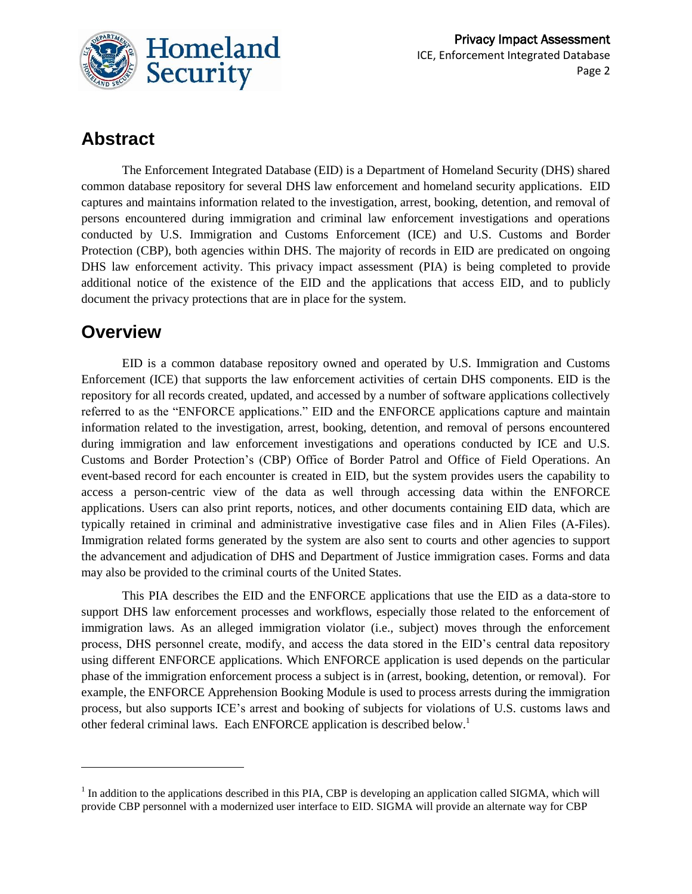## Abstract

The Enforcement Integrated Database (EID) is a Department of Homeland Security (DHS) shared common database repository for several DHS law enforcement and homeland security applications. EID captures and maintains information related to the investigation, arrest, booking, detention, and removal of persons encountered during immigration and criminal law enforcement investigations and operations conducted by U.S. Immigration and Customs Enforcement (ICE) and U.S. Customs and Border Protection (CBP), both agencies within DHS. The majority of records in EID are predicated on ongoing DHS law enforcement activity. This privacy impact assessment (PIA) is being completed to provide additional notice of the existence of the EID and the applications that access EID, and to publicly document the privacy protections that are in place for the system.

## Overview

EID is a common database repository owned and operated by U.S. Immigration and Customs Enforcement (ICE) that supports the law enforcement activities of certain DHS components. EID is the repository for all records created, updated, and accessed by a number of software applications collectively referred to as the "ENFORCE applications." EID and the ENFORCE applications capture and maintain information related to the investigation, arrest, booking, detention, and removal of persons encountered during immigration and law enforcement investigations and operations conducted by ICE and U.S. Customs and Border Protection's (CBP) Office of Border Patrol and Office of Field Operations. An event-based record for each encounter is created in EID, but the system provides users the capability to access a person-centric view of the data as well through accessing data within the ENFORCE applications. Users can also print reports, notices, and other documents containing EID data, which are typically retained in criminal and administrative investigative case files and in Alien Files (A-Files). Immigration related forms generated by the system are also sent to courts and other agencies to support the advancement and adjudication of DHS and Department of Justice immigration cases. Forms and data may also be provided to the criminal courts of the United States.

This PIA describes the EID and the ENFORCE applications that use the EID as a data-store to support DHS law enforcement processes and workflows, especially those related to the enforcement of immigration laws. As an alleged immigration violator (i.e., subject) moves through the enforcement process, DHS personnel create, modify, and access the data stored in the EID's central data repository using different ENFORCE applications. Which ENFORCE application is used depends on the particular phase of the immigration enforcement process a subject is in (arrest, booking, detention, or removal). For example, the ENFORCE Apprehension Booking Module is used to process arrests during the immigration process, but also supports ICE's arrest and booking of subjects for violations of U.S. customs laws and other federal criminal laws. Each ENFORCE application is described below.[1]

---

[1] In addition to the applications described in this PIA, CBP is developing an application called SIGMA, which will provide CBP personnel with a modernized user interface to EID. SIGMA will provide an alternate way for CBP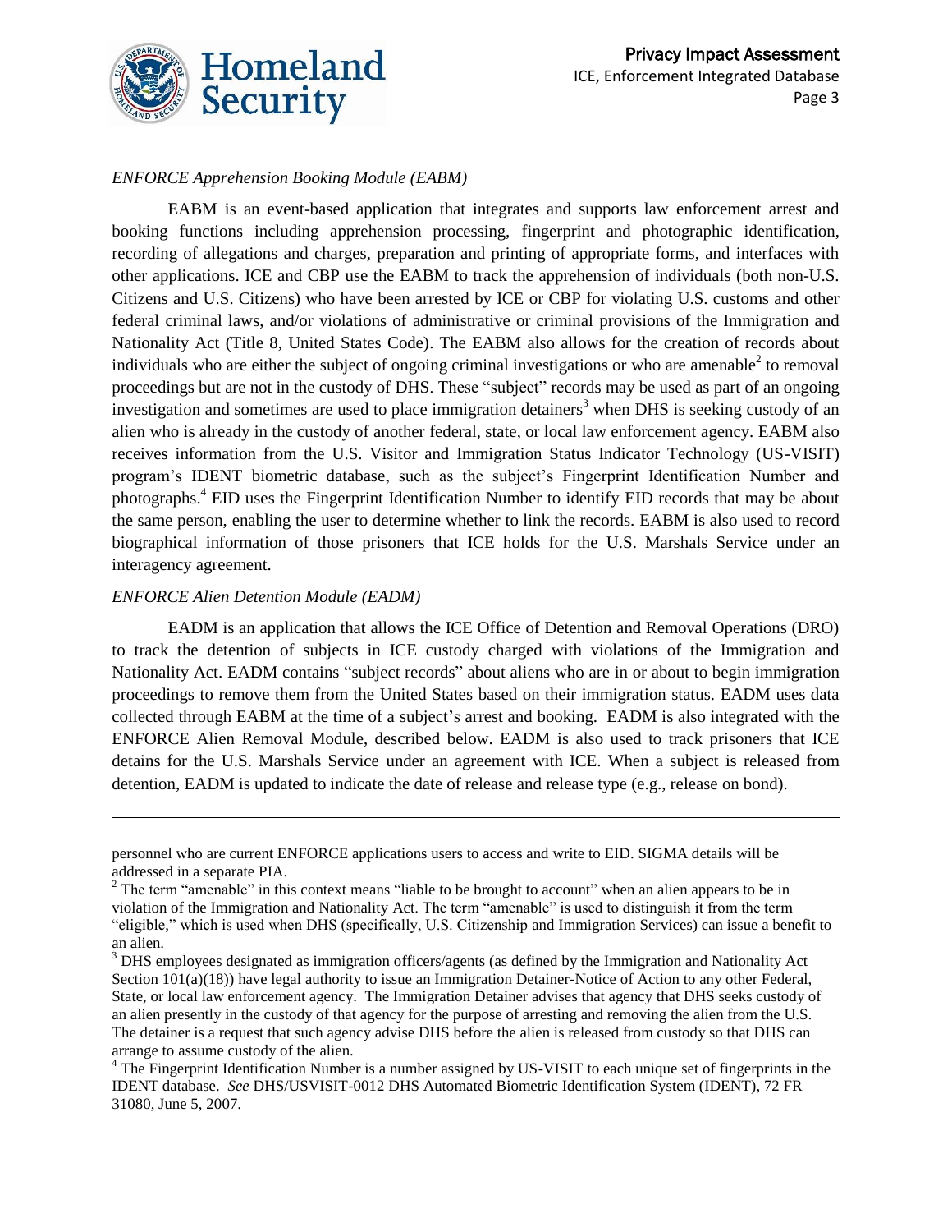*ENFORCE Apprehension Booking Module (EABM)*

EABM is an event-based application that integrates and supports law enforcement arrest and booking functions including apprehension processing, fingerprint and photographic identification, recording of allegations and charges, preparation and printing of appropriate forms, and interfaces with other applications. ICE and CBP use the EABM to track the apprehension of individuals (both non-U.S. Citizens and U.S. Citizens) who have been arrested by ICE or CBP for violating U.S. customs and other federal criminal laws, and/or violations of administrative or criminal provisions of the Immigration and Nationality Act (Title 8, United States Code). The EABM also allows for the creation of records about individuals who are either the subject of ongoing criminal investigations or who are amenable[2] to removal proceedings but are not in the custody of DHS. These "subject" records may be used as part of an ongoing investigation and sometimes are used to place immigration detainers[3] when DHS is seeking custody of an alien who is already in the custody of another federal, state, or local law enforcement agency. EABM also receives information from the U.S. Visitor and Immigration Status Indicator Technology (US-VISIT) program's IDENT biometric database, such as the subject's Fingerprint Identification Number and photographs.[4] EID uses the Fingerprint Identification Number to identify EID records that may be about the same person, enabling the user to determine whether to link the records. EABM is also used to record biographical information of those prisoners that ICE holds for the U.S. Marshals Service under an interagency agreement.

*ENFORCE Alien Detention Module (EADM)*

EADM is an application that allows the ICE Office of Detention and Removal Operations (DRO) to track the detention of subjects in ICE custody charged with violations of the Immigration and Nationality Act. EADM contains "subject records" about aliens who are in or about to begin immigration proceedings to remove them from the United States based on their immigration status. EADM uses data collected through EABM at the time of a subject's arrest and booking. EADM is also integrated with the ENFORCE Alien Removal Module, described below. EADM is also used to track prisoners that ICE detains for the U.S. Marshals Service under an agreement with ICE. When a subject is released from detention, EADM is updated to indicate the date of release and release type (e.g., release on bond).

---

personnel who are current ENFORCE applications users to access and write to EID. SIGMA details will be addressed in a separate PIA.

[2] The term "amenable" in this context means "liable to be brought to account" when an alien appears to be in violation of the Immigration and Nationality Act. The term "amenable" is used to distinguish it from the term "eligible," which is used when DHS (specifically, U.S. Citizenship and Immigration Services) can issue a benefit to an alien.

[3] DHS employees designated as immigration officers/agents (as defined by the Immigration and Nationality Act Section 101(a)(18)) have legal authority to issue an Immigration Detainer-Notice of Action to any other Federal, State, or local law enforcement agency. The Immigration Detainer advises that agency that DHS seeks custody of an alien presently in the custody of that agency for the purpose of arresting and removing the alien from the U.S. The detainer is a request that such agency advise DHS before the alien is released from custody so that DHS can arrange to assume custody of the alien.

[4] The Fingerprint Identification Number is a number assigned by US-VISIT to each unique set of fingerprints in the IDENT database. *See* DHS/USVISIT-0012 DHS Automated Biometric Identification System (IDENT), 72 FR 31080, June 5, 2007.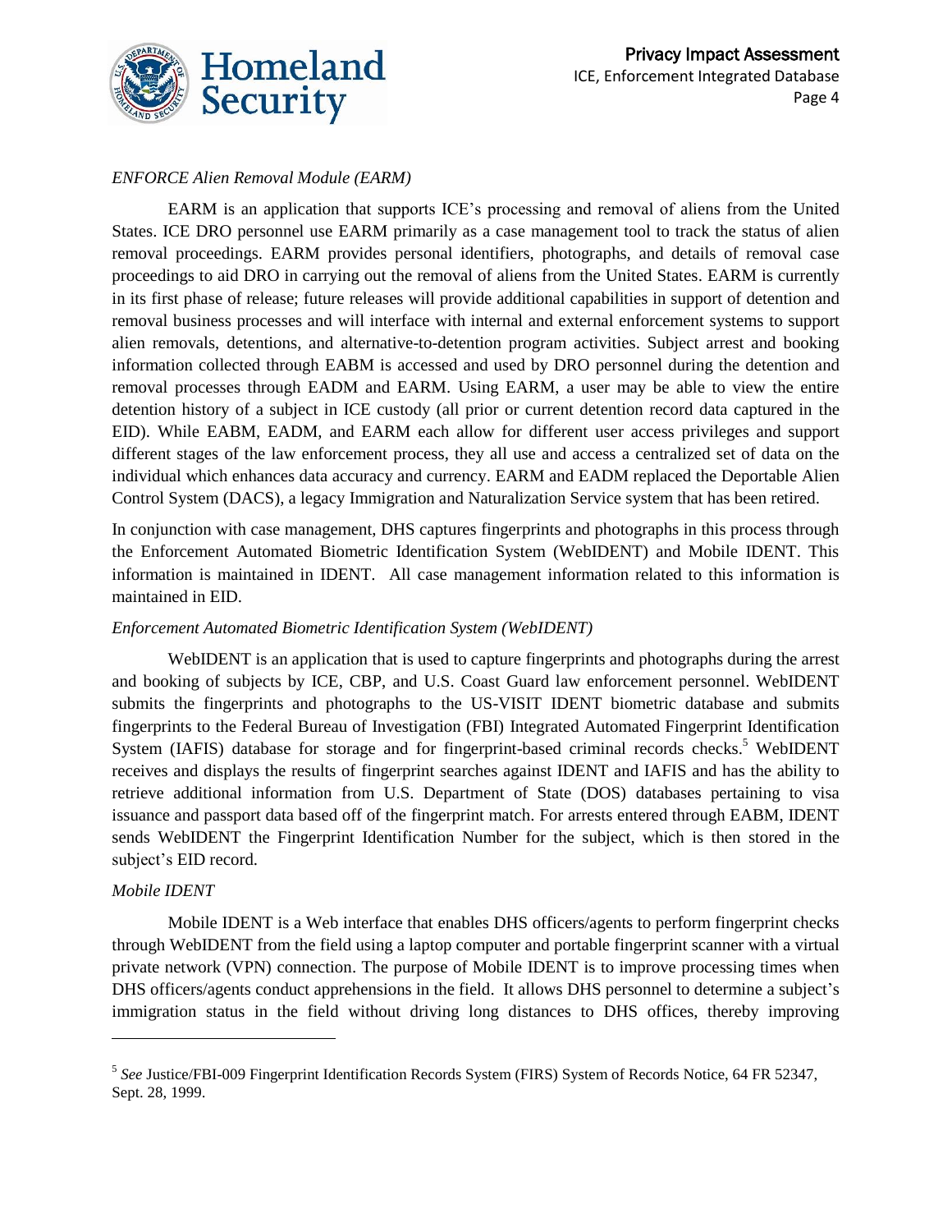*ENFORCE Alien Removal Module (EARM)*

EARM is an application that supports ICE's processing and removal of aliens from the United States. ICE DRO personnel use EARM primarily as a case management tool to track the status of alien removal proceedings. EARM provides personal identifiers, photographs, and details of removal case proceedings to aid DRO in carrying out the removal of aliens from the United States. EARM is currently in its first phase of release; future releases will provide additional capabilities in support of detention and removal business processes and will interface with internal and external enforcement systems to support alien removals, detentions, and alternative-to-detention program activities. Subject arrest and booking information collected through EABM is accessed and used by DRO personnel during the detention and removal processes through EADM and EARM. Using EARM, a user may be able to view the entire detention history of a subject in ICE custody (all prior or current detention record data captured in the EID). While EABM, EADM, and EARM each allow for different user access privileges and support different stages of the law enforcement process, they all use and access a centralized set of data on the individual which enhances data accuracy and currency. EARM and EADM replaced the Deportable Alien Control System (DACS), a legacy Immigration and Naturalization Service system that has been retired.

In conjunction with case management, DHS captures fingerprints and photographs in this process through the Enforcement Automated Biometric Identification System (WebIDENT) and Mobile IDENT. This information is maintained in IDENT. All case management information related to this information is maintained in EID.

*Enforcement Automated Biometric Identification System (WebIDENT)*

WebIDENT is an application that is used to capture fingerprints and photographs during the arrest and booking of subjects by ICE, CBP, and U.S. Coast Guard law enforcement personnel. WebIDENT submits the fingerprints and photographs to the US-VISIT IDENT biometric database and submits fingerprints to the Federal Bureau of Investigation (FBI) Integrated Automated Fingerprint Identification System (IAFIS) database for storage and for fingerprint-based criminal records checks.[5] WebIDENT receives and displays the results of fingerprint searches against IDENT and IAFIS and has the ability to retrieve additional information from U.S. Department of State (DOS) databases pertaining to visa issuance and passport data based off of the fingerprint match. For arrests entered through EABM, IDENT sends WebIDENT the Fingerprint Identification Number for the subject, which is then stored in the subject's EID record.

*Mobile IDENT*

Mobile IDENT is a Web interface that enables DHS officers/agents to perform fingerprint checks through WebIDENT from the field using a laptop computer and portable fingerprint scanner with a virtual private network (VPN) connection. The purpose of Mobile IDENT is to improve processing times when DHS officers/agents conduct apprehensions in the field. It allows DHS personnel to determine a subject's immigration status in the field without driving long distances to DHS offices, thereby improving

---

[5] *See* Justice/FBI-009 Fingerprint Identification Records System (FIRS) System of Records Notice, 64 FR 52347, Sept. 28, 1999.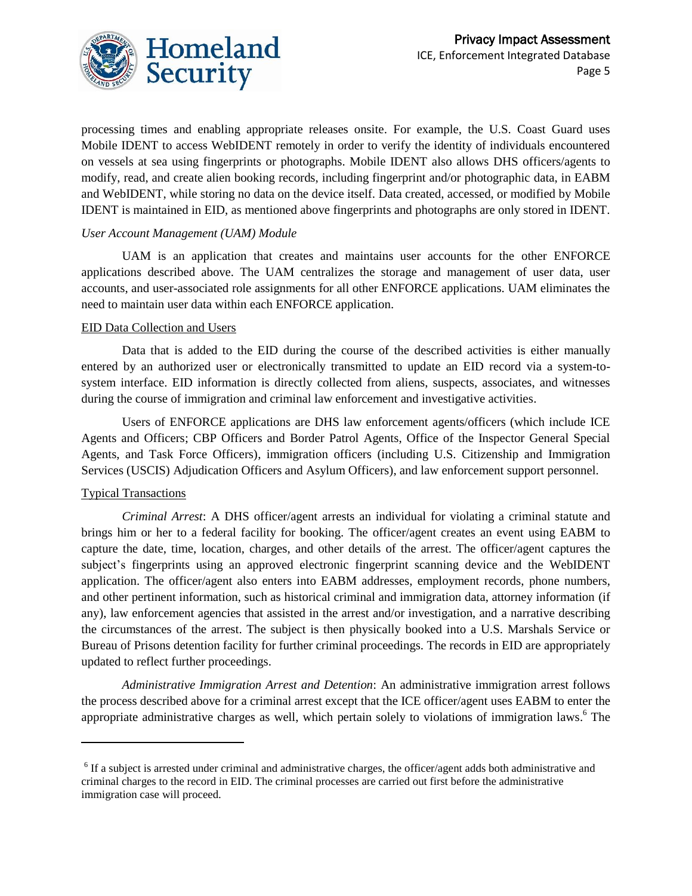processing times and enabling appropriate releases onsite. For example, the U.S. Coast Guard uses Mobile IDENT to access WebIDENT remotely in order to verify the identity of individuals encountered on vessels at sea using fingerprints or photographs. Mobile IDENT also allows DHS officers/agents to modify, read, and create alien booking records, including fingerprint and/or photographic data, in EABM and WebIDENT, while storing no data on the device itself. Data created, accessed, or modified by Mobile IDENT is maintained in EID, as mentioned above fingerprints and photographs are only stored in IDENT.

*User Account Management (UAM) Module*

UAM is an application that creates and maintains user accounts for the other ENFORCE applications described above. The UAM centralizes the storage and management of user data, user accounts, and user-associated role assignments for all other ENFORCE applications. UAM eliminates the need to maintain user data within each ENFORCE application.

EID Data Collection and Users

Data that is added to the EID during the course of the described activities is either manually entered by an authorized user or electronically transmitted to update an EID record via a system-to-system interface. EID information is directly collected from aliens, suspects, associates, and witnesses during the course of immigration and criminal law enforcement and investigative activities.

Users of ENFORCE applications are DHS law enforcement agents/officers (which include ICE Agents and Officers; CBP Officers and Border Patrol Agents, Office of the Inspector General Special Agents, and Task Force Officers), immigration officers (including U.S. Citizenship and Immigration Services (USCIS) Adjudication Officers and Asylum Officers), and law enforcement support personnel.

Typical Transactions

*Criminal Arrest*: A DHS officer/agent arrests an individual for violating a criminal statute and brings him or her to a federal facility for booking. The officer/agent creates an event using EABM to capture the date, time, location, charges, and other details of the arrest. The officer/agent captures the subject's fingerprints using an approved electronic fingerprint scanning device and the WebIDENT application. The officer/agent also enters into EABM addresses, employment records, phone numbers, and other pertinent information, such as historical criminal and immigration data, attorney information (if any), law enforcement agencies that assisted in the arrest and/or investigation, and a narrative describing the circumstances of the arrest. The subject is then physically booked into a U.S. Marshals Service or Bureau of Prisons detention facility for further criminal proceedings. The records in EID are appropriately updated to reflect further proceedings.

*Administrative Immigration Arrest and Detention*: An administrative immigration arrest follows the process described above for a criminal arrest except that the ICE officer/agent uses EABM to enter the appropriate administrative charges as well, which pertain solely to violations of immigration laws.[6] The

[6] If a subject is arrested under criminal and administrative charges, the officer/agent adds both administrative and criminal charges to the record in EID. The criminal processes are carried out first before the administrative immigration case will proceed.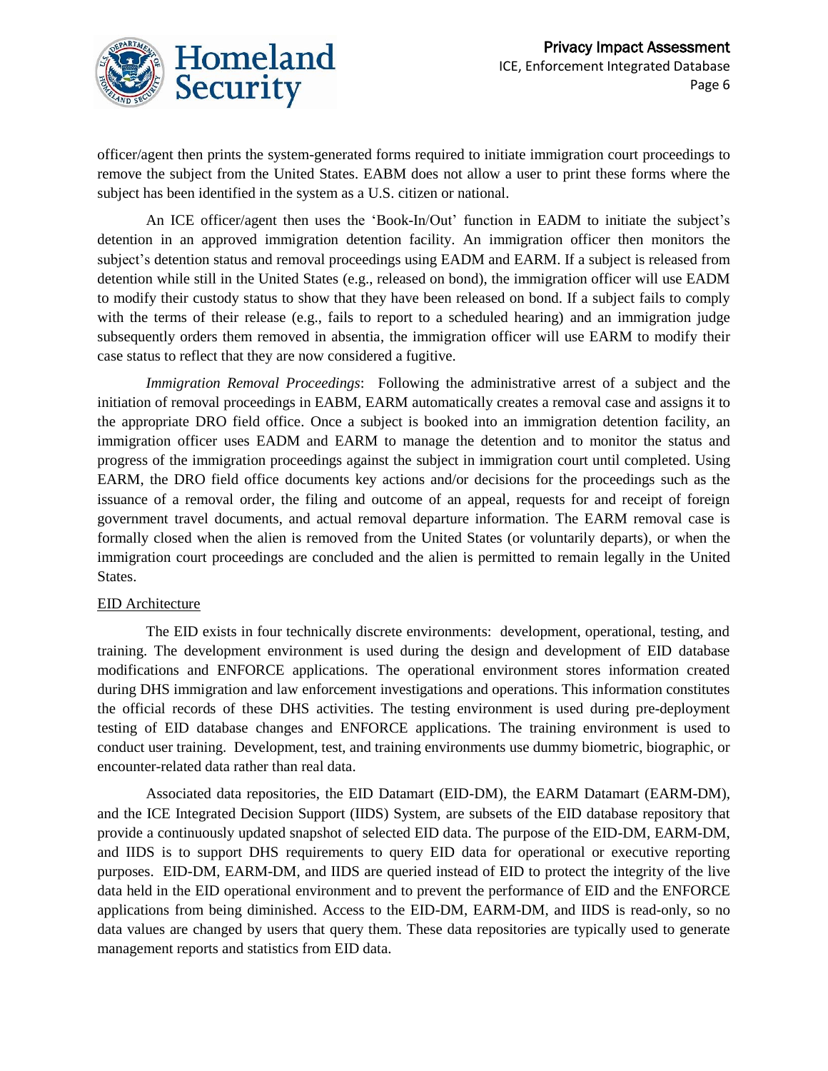officer/agent then prints the system-generated forms required to initiate immigration court proceedings to remove the subject from the United States. EABM does not allow a user to print these forms where the subject has been identified in the system as a U.S. citizen or national.

An ICE officer/agent then uses the 'Book-In/Out' function in EADM to initiate the subject's detention in an approved immigration detention facility. An immigration officer then monitors the subject's detention status and removal proceedings using EADM and EARM. If a subject is released from detention while still in the United States (e.g., released on bond), the immigration officer will use EADM to modify their custody status to show that they have been released on bond. If a subject fails to comply with the terms of their release (e.g., fails to report to a scheduled hearing) and an immigration judge subsequently orders them removed in absentia, the immigration officer will use EARM to modify their case status to reflect that they are now considered a fugitive.

*Immigration Removal Proceedings*: Following the administrative arrest of a subject and the initiation of removal proceedings in EABM, EARM automatically creates a removal case and assigns it to the appropriate DRO field office. Once a subject is booked into an immigration detention facility, an immigration officer uses EADM and EARM to manage the detention and to monitor the status and progress of the immigration proceedings against the subject in immigration court until completed. Using EARM, the DRO field office documents key actions and/or decisions for the proceedings such as the issuance of a removal order, the filing and outcome of an appeal, requests for and receipt of foreign government travel documents, and actual removal departure information. The EARM removal case is formally closed when the alien is removed from the United States (or voluntarily departs), or when the immigration court proceedings are concluded and the alien is permitted to remain legally in the United States.

EID Architecture

The EID exists in four technically discrete environments: development, operational, testing, and training. The development environment is used during the design and development of EID database modifications and ENFORCE applications. The operational environment stores information created during DHS immigration and law enforcement investigations and operations. This information constitutes the official records of these DHS activities. The testing environment is used during pre-deployment testing of EID database changes and ENFORCE applications. The training environment is used to conduct user training. Development, test, and training environments use dummy biometric, biographic, or encounter-related data rather than real data.

Associated data repositories, the EID Datamart (EID-DM), the EARM Datamart (EARM-DM), and the ICE Integrated Decision Support (IIDS) System, are subsets of the EID database repository that provide a continuously updated snapshot of selected EID data. The purpose of the EID-DM, EARM-DM, and IIDS is to support DHS requirements to query EID data for operational or executive reporting purposes. EID-DM, EARM-DM, and IIDS are queried instead of EID to protect the integrity of the live data held in the EID operational environment and to prevent the performance of EID and the ENFORCE applications from being diminished. Access to the EID-DM, EARM-DM, and IIDS is read-only, so no data values are changed by users that query them. These data repositories are typically used to generate management reports and statistics from EID data.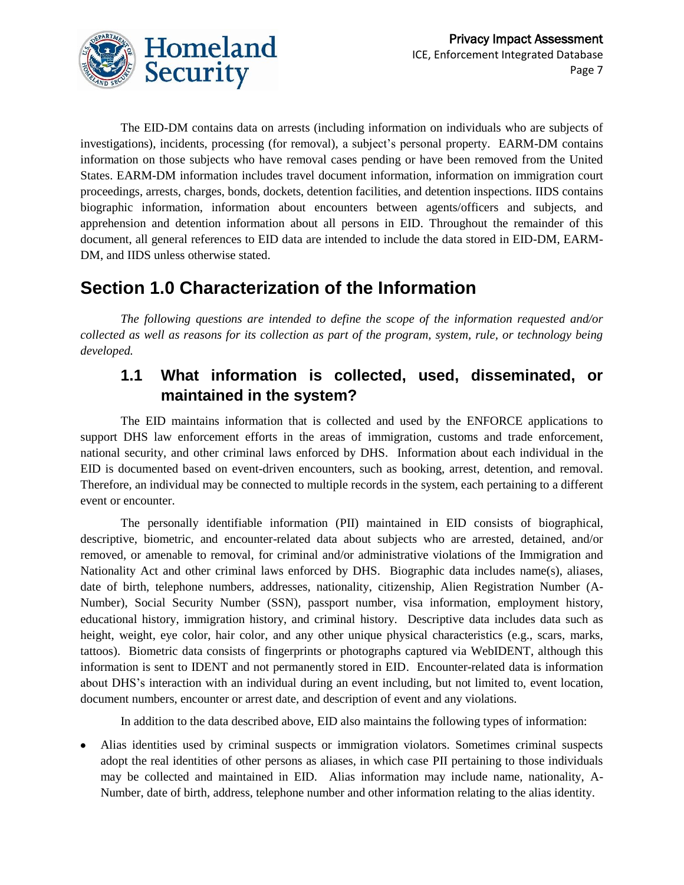The EID-DM contains data on arrests (including information on individuals who are subjects of investigations), incidents, processing (for removal), a subject's personal property. EARM-DM contains information on those subjects who have removal cases pending or have been removed from the United States. EARM-DM information includes travel document information, information on immigration court proceedings, arrests, charges, bonds, dockets, detention facilities, and detention inspections. IIDS contains biographic information, information about encounters between agents/officers and subjects, and apprehension and detention information about all persons in EID. Throughout the remainder of this document, all general references to EID data are intended to include the data stored in EID-DM, EARM-DM, and IIDS unless otherwise stated.

# Section 1.0 Characterization of the Information

*The following questions are intended to define the scope of the information requested and/or collected as well as reasons for its collection as part of the program, system, rule, or technology being developed.*

## 1.1 What information is collected, used, disseminated, or maintained in the system?

The EID maintains information that is collected and used by the ENFORCE applications to support DHS law enforcement efforts in the areas of immigration, customs and trade enforcement, national security, and other criminal laws enforced by DHS. Information about each individual in the EID is documented based on event-driven encounters, such as booking, arrest, detention, and removal. Therefore, an individual may be connected to multiple records in the system, each pertaining to a different event or encounter.

The personally identifiable information (PII) maintained in EID consists of biographical, descriptive, biometric, and encounter-related data about subjects who are arrested, detained, and/or removed, or amenable to removal, for criminal and/or administrative violations of the Immigration and Nationality Act and other criminal laws enforced by DHS. Biographic data includes name(s), aliases, date of birth, telephone numbers, addresses, nationality, citizenship, Alien Registration Number (A-Number), Social Security Number (SSN), passport number, visa information, employment history, educational history, immigration history, and criminal history. Descriptive data includes data such as height, weight, eye color, hair color, and any other unique physical characteristics (e.g., scars, marks, tattoos). Biometric data consists of fingerprints or photographs captured via WebIDENT, although this information is sent to IDENT and not permanently stored in EID. Encounter-related data is information about DHS's interaction with an individual during an event including, but not limited to, event location, document numbers, encounter or arrest date, and description of event and any violations.

In addition to the data described above, EID also maintains the following types of information:

- Alias identities used by criminal suspects or immigration violators. Sometimes criminal suspects adopt the real identities of other persons as aliases, in which case PII pertaining to those individuals may be collected and maintained in EID. Alias information may include name, nationality, A-Number, date of birth, address, telephone number and other information relating to the alias identity.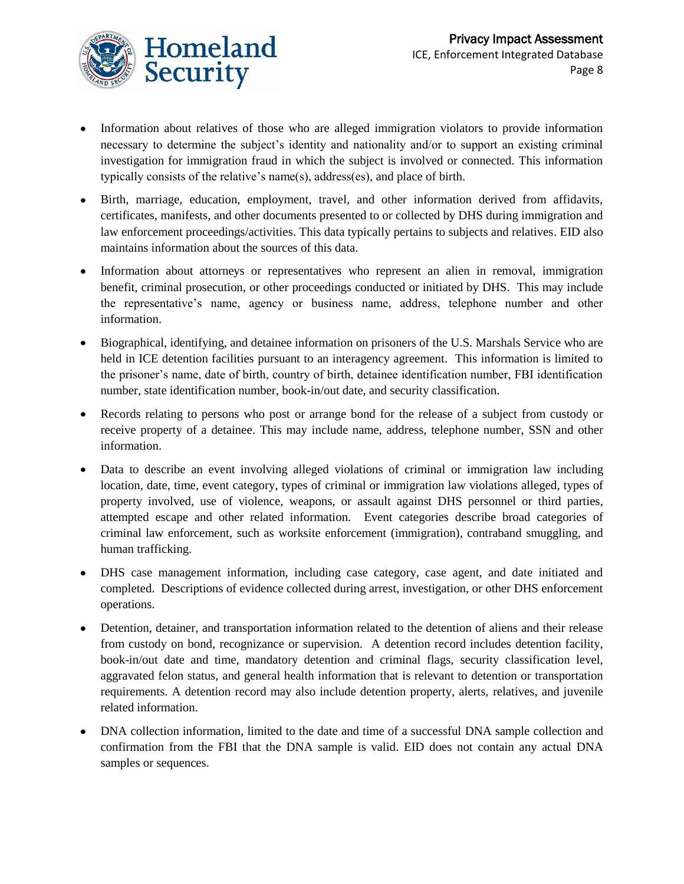- Information about relatives of those who are alleged immigration violators to provide information necessary to determine the subject's identity and nationality and/or to support an existing criminal investigation for immigration fraud in which the subject is involved or connected. This information typically consists of the relative's name(s), address(es), and place of birth.
- Birth, marriage, education, employment, travel, and other information derived from affidavits, certificates, manifests, and other documents presented to or collected by DHS during immigration and law enforcement proceedings/activities. This data typically pertains to subjects and relatives. EID also maintains information about the sources of this data.
- Information about attorneys or representatives who represent an alien in removal, immigration benefit, criminal prosecution, or other proceedings conducted or initiated by DHS. This may include the representative's name, agency or business name, address, telephone number and other information.
- Biographical, identifying, and detainee information on prisoners of the U.S. Marshals Service who are held in ICE detention facilities pursuant to an interagency agreement. This information is limited to the prisoner's name, date of birth, country of birth, detainee identification number, FBI identification number, state identification number, book-in/out date, and security classification.
- Records relating to persons who post or arrange bond for the release of a subject from custody or receive property of a detainee. This may include name, address, telephone number, SSN and other information.
- Data to describe an event involving alleged violations of criminal or immigration law including location, date, time, event category, types of criminal or immigration law violations alleged, types of property involved, use of violence, weapons, or assault against DHS personnel or third parties, attempted escape and other related information. Event categories describe broad categories of criminal law enforcement, such as worksite enforcement (immigration), contraband smuggling, and human trafficking.
- DHS case management information, including case category, case agent, and date initiated and completed. Descriptions of evidence collected during arrest, investigation, or other DHS enforcement operations.
- Detention, detainer, and transportation information related to the detention of aliens and their release from custody on bond, recognizance or supervision. A detention record includes detention facility, book-in/out date and time, mandatory detention and criminal flags, security classification level, aggravated felon status, and general health information that is relevant to detention or transportation requirements. A detention record may also include detention property, alerts, relatives, and juvenile related information.
- DNA collection information, limited to the date and time of a successful DNA sample collection and confirmation from the FBI that the DNA sample is valid. EID does not contain any actual DNA samples or sequences.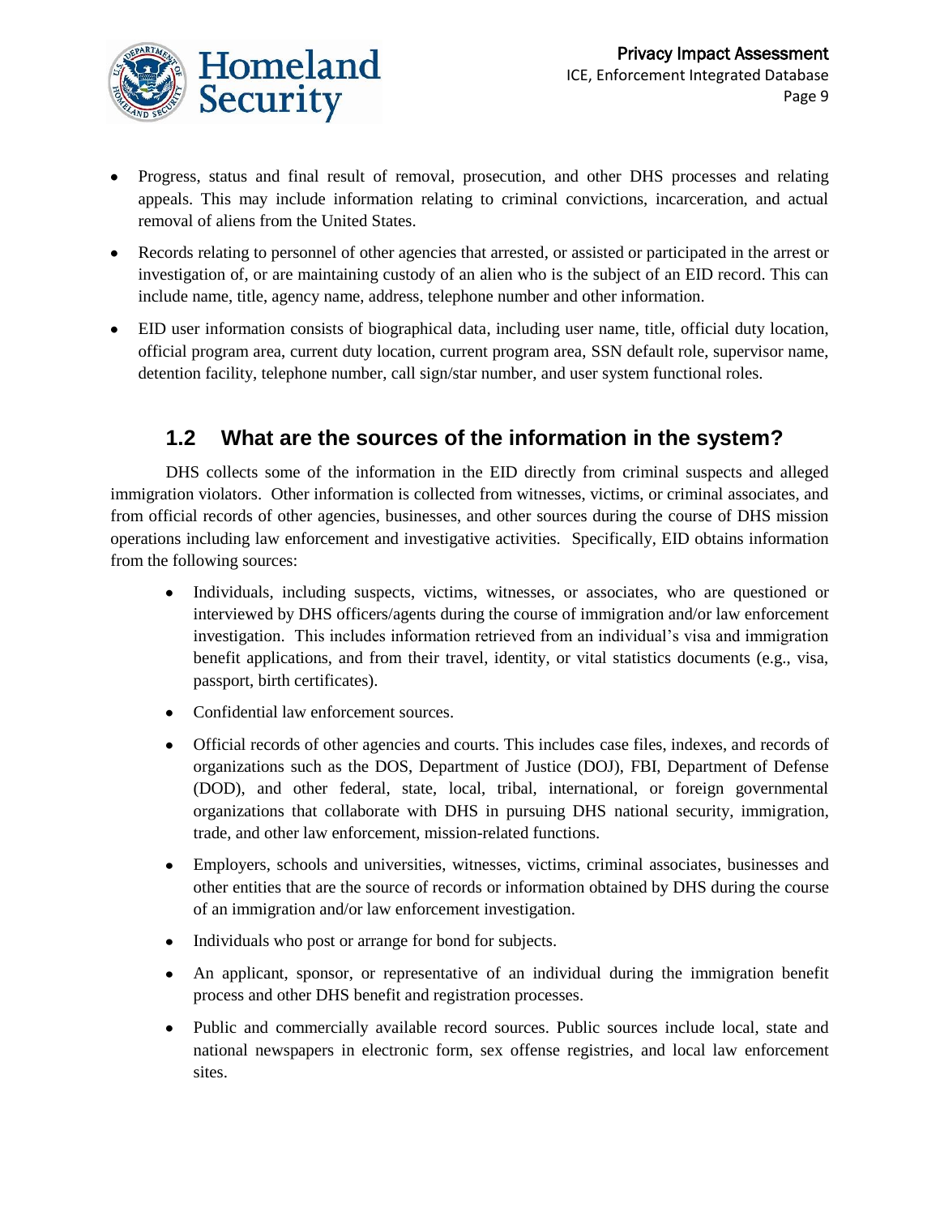- Progress, status and final result of removal, prosecution, and other DHS processes and relating appeals. This may include information relating to criminal convictions, incarceration, and actual removal of aliens from the United States.
- Records relating to personnel of other agencies that arrested, or assisted or participated in the arrest or investigation of, or are maintaining custody of an alien who is the subject of an EID record. This can include name, title, agency name, address, telephone number and other information.
- EID user information consists of biographical data, including user name, title, official duty location, official program area, current duty location, current program area, SSN default role, supervisor name, detention facility, telephone number, call sign/star number, and user system functional roles.

## 1.2 What are the sources of the information in the system?

DHS collects some of the information in the EID directly from criminal suspects and alleged immigration violators. Other information is collected from witnesses, victims, or criminal associates, and from official records of other agencies, businesses, and other sources during the course of DHS mission operations including law enforcement and investigative activities. Specifically, EID obtains information from the following sources:

- Individuals, including suspects, victims, witnesses, or associates, who are questioned or interviewed by DHS officers/agents during the course of immigration and/or law enforcement investigation. This includes information retrieved from an individual's visa and immigration benefit applications, and from their travel, identity, or vital statistics documents (e.g., visa, passport, birth certificates).
- Confidential law enforcement sources.
- Official records of other agencies and courts. This includes case files, indexes, and records of organizations such as the DOS, Department of Justice (DOJ), FBI, Department of Defense (DOD), and other federal, state, local, tribal, international, or foreign governmental organizations that collaborate with DHS in pursuing DHS national security, immigration, trade, and other law enforcement, mission-related functions.
- Employers, schools and universities, witnesses, victims, criminal associates, businesses and other entities that are the source of records or information obtained by DHS during the course of an immigration and/or law enforcement investigation.
- Individuals who post or arrange for bond for subjects.
- An applicant, sponsor, or representative of an individual during the immigration benefit process and other DHS benefit and registration processes.
- Public and commercially available record sources. Public sources include local, state and national newspapers in electronic form, sex offense registries, and local law enforcement sites.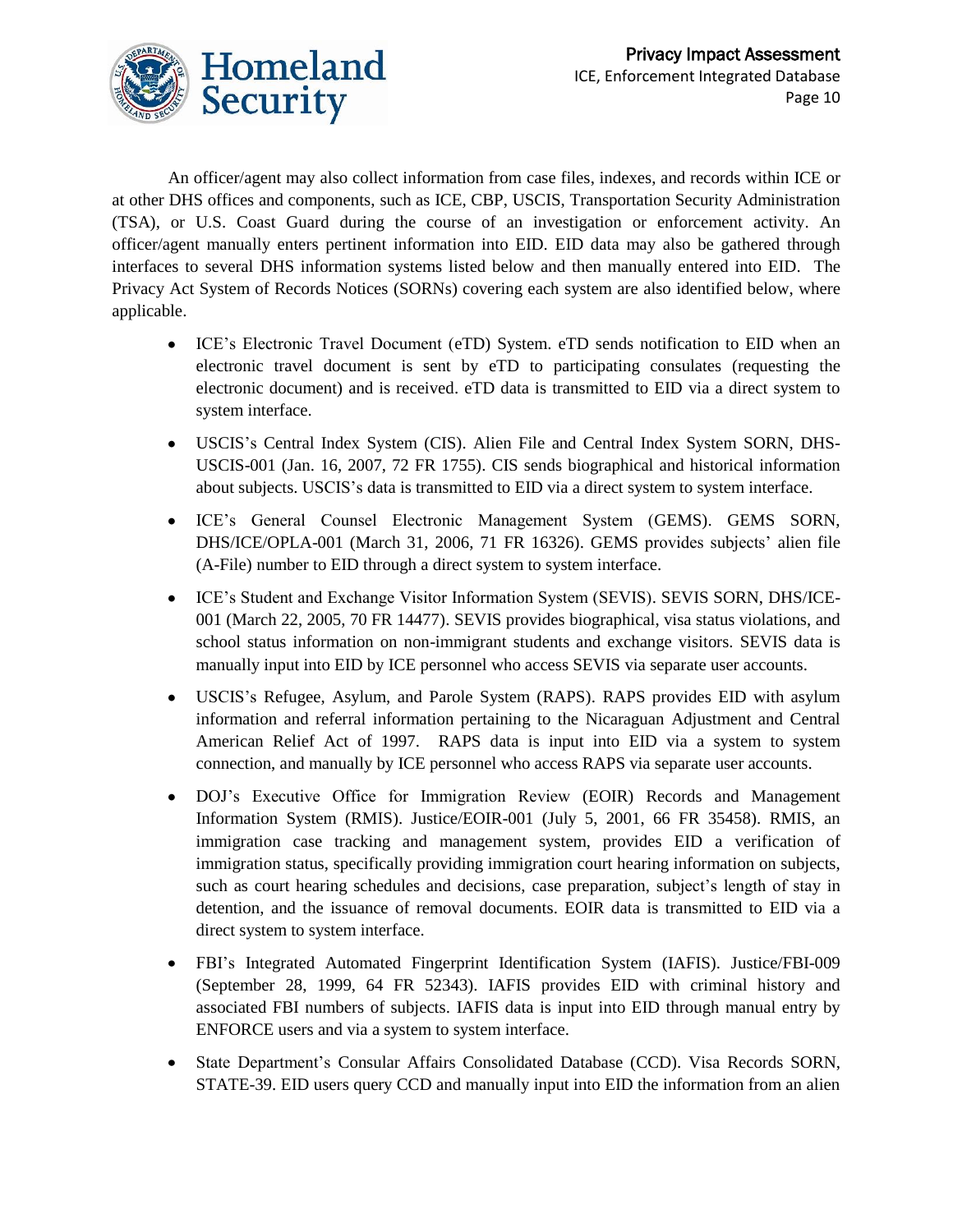An officer/agent may also collect information from case files, indexes, and records within ICE or at other DHS offices and components, such as ICE, CBP, USCIS, Transportation Security Administration (TSA), or U.S. Coast Guard during the course of an investigation or enforcement activity. An officer/agent manually enters pertinent information into EID. EID data may also be gathered through interfaces to several DHS information systems listed below and then manually entered into EID. The Privacy Act System of Records Notices (SORNs) covering each system are also identified below, where applicable.

- ICE's Electronic Travel Document (eTD) System. eTD sends notification to EID when an electronic travel document is sent by eTD to participating consulates (requesting the electronic document) and is received. eTD data is transmitted to EID via a direct system to system interface.
- USCIS's Central Index System (CIS). Alien File and Central Index System SORN, DHS-USCIS-001 (Jan. 16, 2007, 72 FR 1755). CIS sends biographical and historical information about subjects. USCIS's data is transmitted to EID via a direct system to system interface.
- ICE's General Counsel Electronic Management System (GEMS). GEMS SORN, DHS/ICE/OPLA-001 (March 31, 2006, 71 FR 16326). GEMS provides subjects' alien file (A-File) number to EID through a direct system to system interface.
- ICE's Student and Exchange Visitor Information System (SEVIS). SEVIS SORN, DHS/ICE-001 (March 22, 2005, 70 FR 14477). SEVIS provides biographical, visa status violations, and school status information on non-immigrant students and exchange visitors. SEVIS data is manually input into EID by ICE personnel who access SEVIS via separate user accounts.
- USCIS's Refugee, Asylum, and Parole System (RAPS). RAPS provides EID with asylum information and referral information pertaining to the Nicaraguan Adjustment and Central American Relief Act of 1997. RAPS data is input into EID via a system to system connection, and manually by ICE personnel who access RAPS via separate user accounts.
- DOJ's Executive Office for Immigration Review (EOIR) Records and Management Information System (RMIS). Justice/EOIR-001 (July 5, 2001, 66 FR 35458). RMIS, an immigration case tracking and management system, provides EID a verification of immigration status, specifically providing immigration court hearing information on subjects, such as court hearing schedules and decisions, case preparation, subject's length of stay in detention, and the issuance of removal documents. EOIR data is transmitted to EID via a direct system to system interface.
- FBI's Integrated Automated Fingerprint Identification System (IAFIS). Justice/FBI-009 (September 28, 1999, 64 FR 52343). IAFIS provides EID with criminal history and associated FBI numbers of subjects. IAFIS data is input into EID through manual entry by ENFORCE users and via a system to system interface.
- State Department's Consular Affairs Consolidated Database (CCD). Visa Records SORN, STATE-39. EID users query CCD and manually input into EID the information from an alien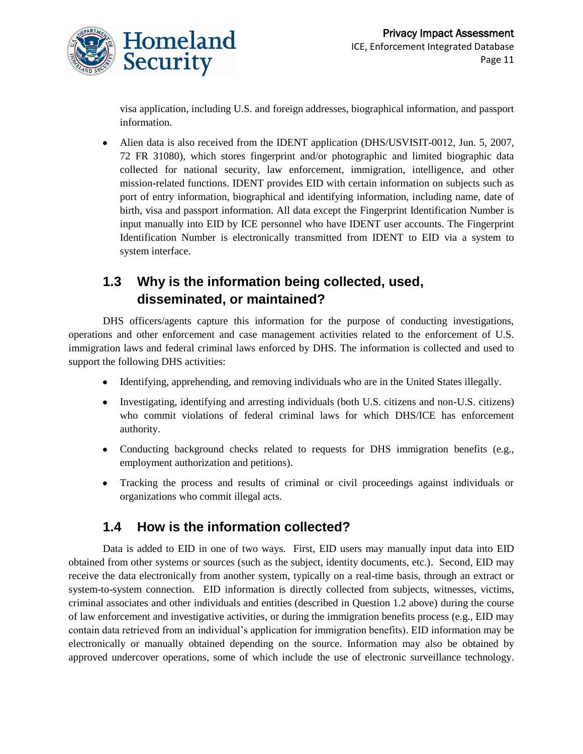visa application, including U.S. and foreign addresses, biographical information, and passport information.

- Alien data is also received from the IDENT application (DHS/USVISIT-0012, Jun. 5, 2007, 72 FR 31080), which stores fingerprint and/or photographic and limited biographic data collected for national security, law enforcement, immigration, intelligence, and other mission-related functions. IDENT provides EID with certain information on subjects such as port of entry information, biographical and identifying information, including name, date of birth, visa and passport information. All data except the Fingerprint Identification Number is input manually into EID by ICE personnel who have IDENT user accounts. The Fingerprint Identification Number is electronically transmitted from IDENT to EID via a system to system interface.

## 1.3 Why is the information being collected, used, disseminated, or maintained?

DHS officers/agents capture this information for the purpose of conducting investigations, operations and other enforcement and case management activities related to the enforcement of U.S. immigration laws and federal criminal laws enforced by DHS. The information is collected and used to support the following DHS activities:

- Identifying, apprehending, and removing individuals who are in the United States illegally.
- Investigating, identifying and arresting individuals (both U.S. citizens and non-U.S. citizens) who commit violations of federal criminal laws for which DHS/ICE has enforcement authority.
- Conducting background checks related to requests for DHS immigration benefits (e.g., employment authorization and petitions).
- Tracking the process and results of criminal or civil proceedings against individuals or organizations who commit illegal acts.

## 1.4 How is the information collected?

Data is added to EID in one of two ways. First, EID users may manually input data into EID obtained from other systems or sources (such as the subject, identity documents, etc.). Second, EID may receive the data electronically from another system, typically on a real-time basis, through an extract or system-to-system connection. EID information is directly collected from subjects, witnesses, victims, criminal associates and other individuals and entities (described in Question 1.2 above) during the course of law enforcement and investigative activities, or during the immigration benefits process (e.g., EID may contain data retrieved from an individual's application for immigration benefits). EID information may be electronically or manually obtained depending on the source. Information may also be obtained by approved undercover operations, some of which include the use of electronic surveillance technology.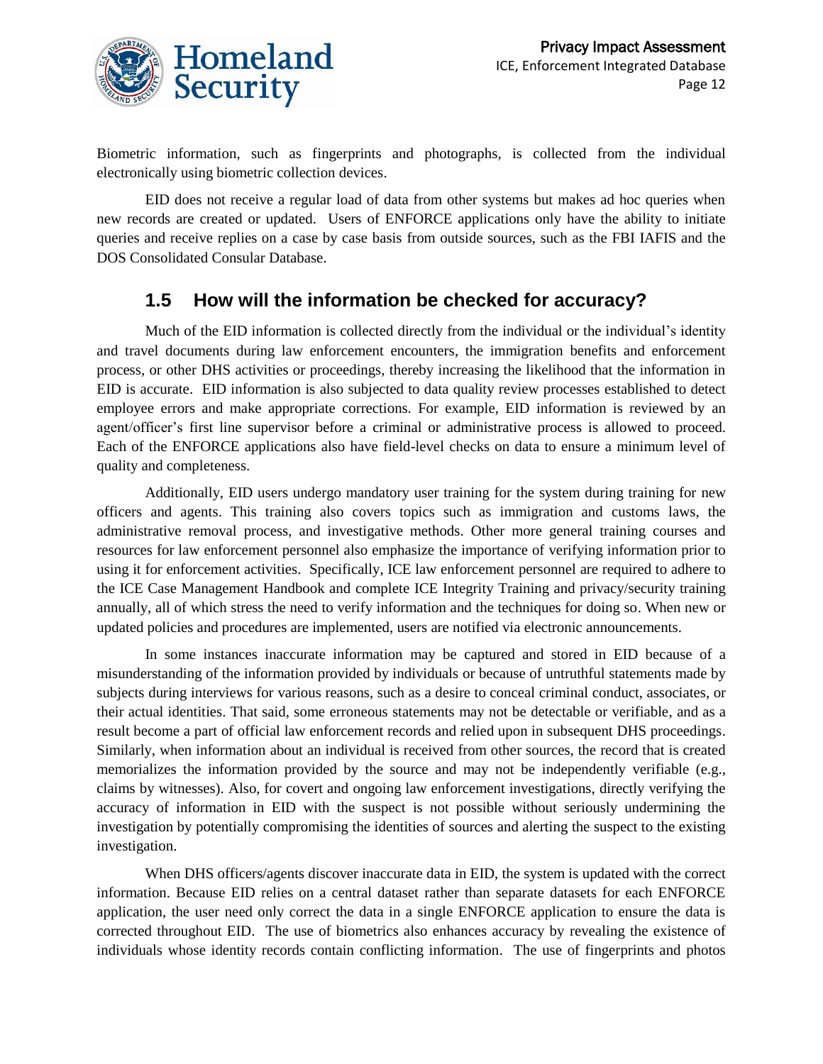Biometric information, such as fingerprints and photographs, is collected from the individual electronically using biometric collection devices.

EID does not receive a regular load of data from other systems but makes ad hoc queries when new records are created or updated. Users of ENFORCE applications only have the ability to initiate queries and receive replies on a case by case basis from outside sources, such as the FBI IAFIS and the DOS Consolidated Consular Database.

## 1.5 How will the information be checked for accuracy?

Much of the EID information is collected directly from the individual or the individual's identity and travel documents during law enforcement encounters, the immigration benefits and enforcement process, or other DHS activities or proceedings, thereby increasing the likelihood that the information in EID is accurate. EID information is also subjected to data quality review processes established to detect employee errors and make appropriate corrections. For example, EID information is reviewed by an agent/officer's first line supervisor before a criminal or administrative process is allowed to proceed. Each of the ENFORCE applications also have field-level checks on data to ensure a minimum level of quality and completeness.

Additionally, EID users undergo mandatory user training for the system during training for new officers and agents. This training also covers topics such as immigration and customs laws, the administrative removal process, and investigative methods. Other more general training courses and resources for law enforcement personnel also emphasize the importance of verifying information prior to using it for enforcement activities. Specifically, ICE law enforcement personnel are required to adhere to the ICE Case Management Handbook and complete ICE Integrity Training and privacy/security training annually, all of which stress the need to verify information and the techniques for doing so. When new or updated policies and procedures are implemented, users are notified via electronic announcements.

In some instances inaccurate information may be captured and stored in EID because of a misunderstanding of the information provided by individuals or because of untruthful statements made by subjects during interviews for various reasons, such as a desire to conceal criminal conduct, associates, or their actual identities. That said, some erroneous statements may not be detectable or verifiable, and as a result become a part of official law enforcement records and relied upon in subsequent DHS proceedings. Similarly, when information about an individual is received from other sources, the record that is created memorializes the information provided by the source and may not be independently verifiable (e.g., claims by witnesses). Also, for covert and ongoing law enforcement investigations, directly verifying the accuracy of information in EID with the suspect is not possible without seriously undermining the investigation by potentially compromising the identities of sources and alerting the suspect to the existing investigation.

When DHS officers/agents discover inaccurate data in EID, the system is updated with the correct information. Because EID relies on a central dataset rather than separate datasets for each ENFORCE application, the user need only correct the data in a single ENFORCE application to ensure the data is corrected throughout EID. The use of biometrics also enhances accuracy by revealing the existence of individuals whose identity records contain conflicting information. The use of fingerprints and photos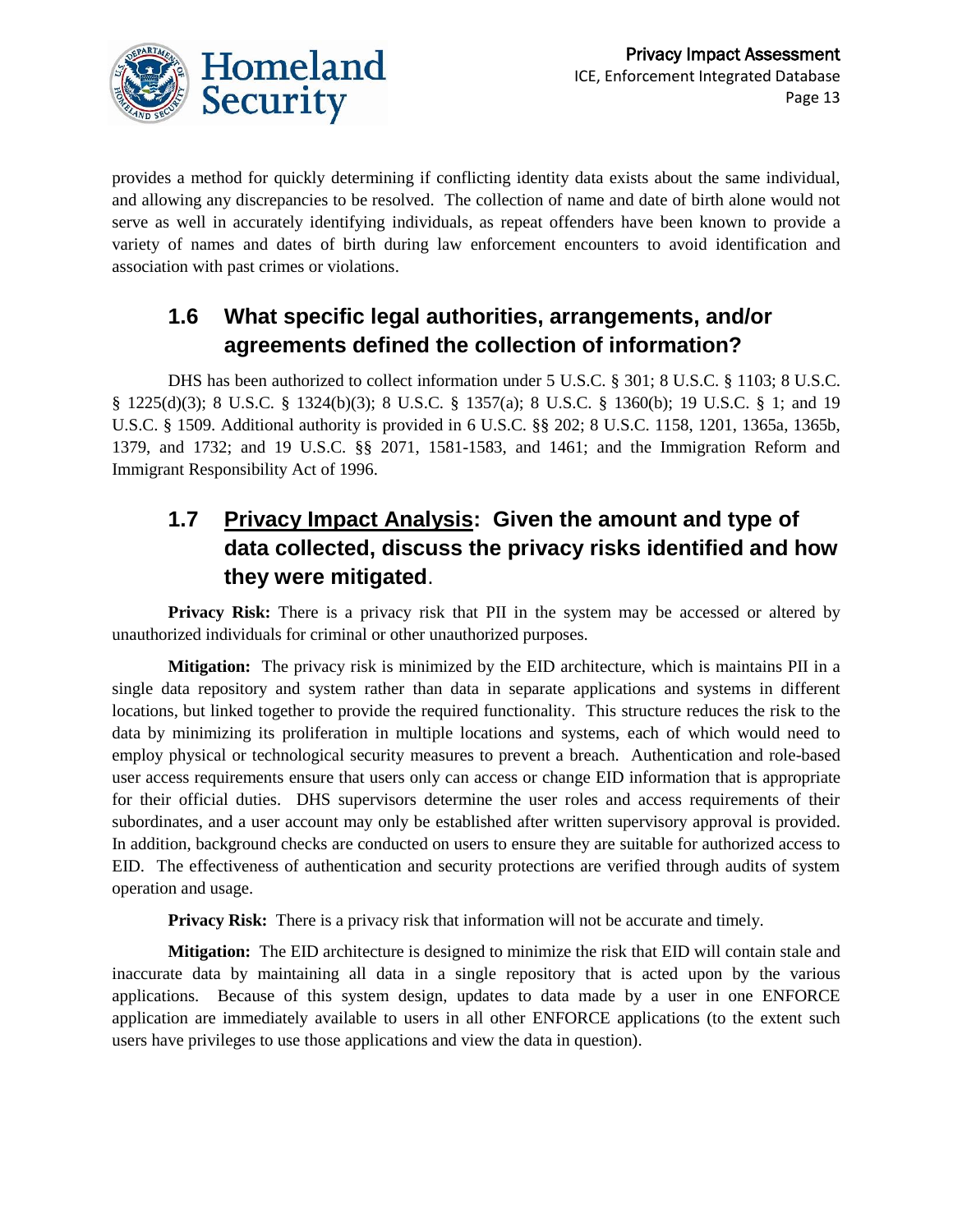provides a method for quickly determining if conflicting identity data exists about the same individual, and allowing any discrepancies to be resolved. The collection of name and date of birth alone would not serve as well in accurately identifying individuals, as repeat offenders have been known to provide a variety of names and dates of birth during law enforcement encounters to avoid identification and association with past crimes or violations.

## 1.6 What specific legal authorities, arrangements, and/or agreements defined the collection of information?

DHS has been authorized to collect information under 5 U.S.C. § 301; 8 U.S.C. § 1103; 8 U.S.C. § 1225(d)(3); 8 U.S.C. § 1324(b)(3); 8 U.S.C. § 1357(a); 8 U.S.C. § 1360(b); 19 U.S.C. § 1; and 19 U.S.C. § 1509. Additional authority is provided in 6 U.S.C. §§ 202; 8 U.S.C. 1158, 1201, 1365a, 1365b, 1379, and 1732; and 19 U.S.C. §§ 2071, 1581-1583, and 1461; and the Immigration Reform and Immigrant Responsibility Act of 1996.

## 1.7 Privacy Impact Analysis: Given the amount and type of data collected, discuss the privacy risks identified and how they were mitigated.

**Privacy Risk:** There is a privacy risk that PII in the system may be accessed or altered by unauthorized individuals for criminal or other unauthorized purposes.

**Mitigation:** The privacy risk is minimized by the EID architecture, which is maintains PII in a single data repository and system rather than data in separate applications and systems in different locations, but linked together to provide the required functionality. This structure reduces the risk to the data by minimizing its proliferation in multiple locations and systems, each of which would need to employ physical or technological security measures to prevent a breach. Authentication and role-based user access requirements ensure that users only can access or change EID information that is appropriate for their official duties. DHS supervisors determine the user roles and access requirements of their subordinates, and a user account may only be established after written supervisory approval is provided. In addition, background checks are conducted on users to ensure they are suitable for authorized access to EID. The effectiveness of authentication and security protections are verified through audits of system operation and usage.

**Privacy Risk:** There is a privacy risk that information will not be accurate and timely.

**Mitigation:** The EID architecture is designed to minimize the risk that EID will contain stale and inaccurate data by maintaining all data in a single repository that is acted upon by the various applications. Because of this system design, updates to data made by a user in one ENFORCE application are immediately available to users in all other ENFORCE applications (to the extent such users have privileges to use those applications and view the data in question).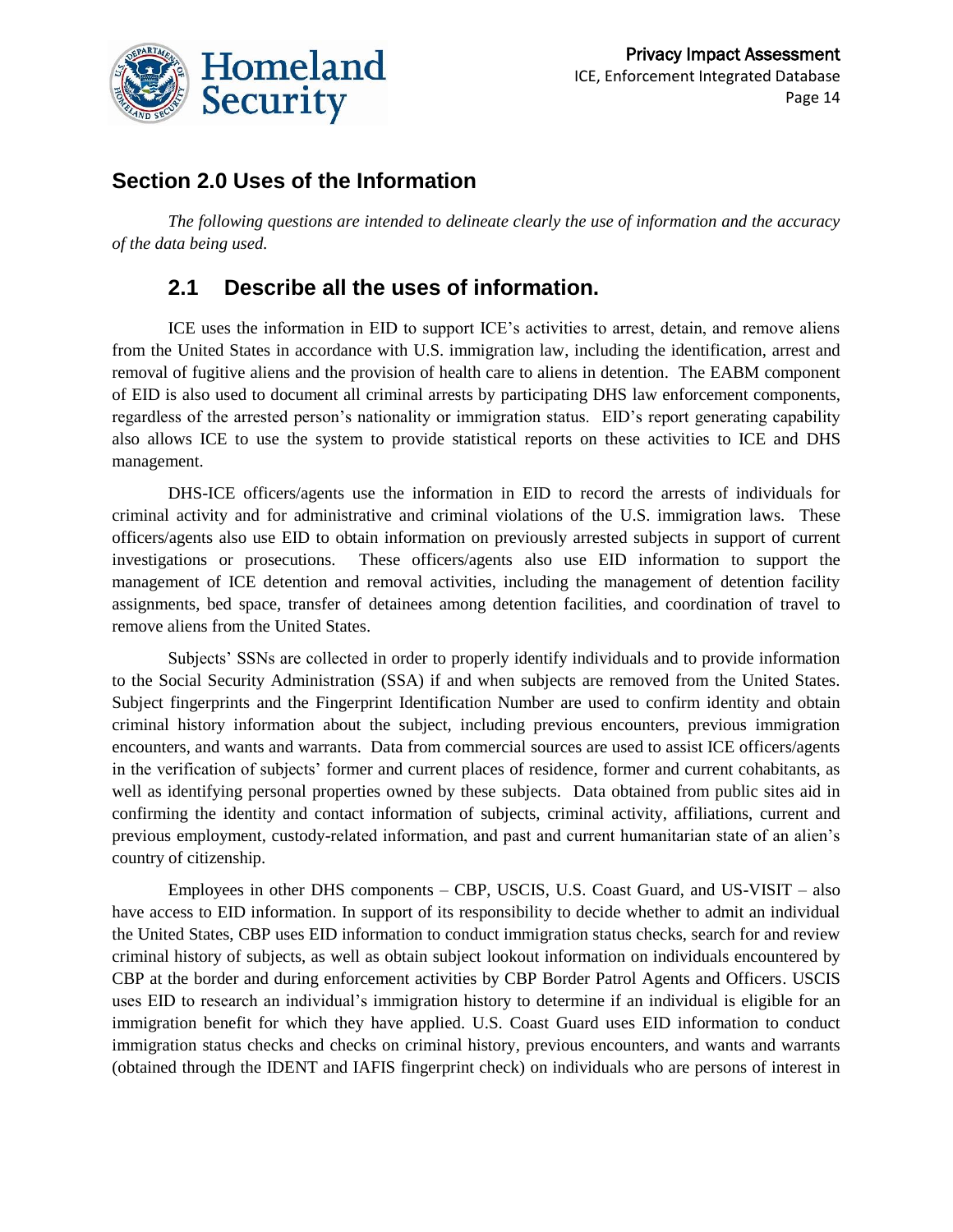## Section 2.0 Uses of the Information

*The following questions are intended to delineate clearly the use of information and the accuracy of the data being used.*

### 2.1 Describe all the uses of information.

ICE uses the information in EID to support ICE's activities to arrest, detain, and remove aliens from the United States in accordance with U.S. immigration law, including the identification, arrest and removal of fugitive aliens and the provision of health care to aliens in detention. The EABM component of EID is also used to document all criminal arrests by participating DHS law enforcement components, regardless of the arrested person's nationality or immigration status. EID's report generating capability also allows ICE to use the system to provide statistical reports on these activities to ICE and DHS management.

DHS-ICE officers/agents use the information in EID to record the arrests of individuals for criminal activity and for administrative and criminal violations of the U.S. immigration laws. These officers/agents also use EID to obtain information on previously arrested subjects in support of current investigations or prosecutions. These officers/agents also use EID information to support the management of ICE detention and removal activities, including the management of detention facility assignments, bed space, transfer of detainees among detention facilities, and coordination of travel to remove aliens from the United States.

Subjects' SSNs are collected in order to properly identify individuals and to provide information to the Social Security Administration (SSA) if and when subjects are removed from the United States. Subject fingerprints and the Fingerprint Identification Number are used to confirm identity and obtain criminal history information about the subject, including previous encounters, previous immigration encounters, and wants and warrants. Data from commercial sources are used to assist ICE officers/agents in the verification of subjects' former and current places of residence, former and current cohabitants, as well as identifying personal properties owned by these subjects. Data obtained from public sites aid in confirming the identity and contact information of subjects, criminal activity, affiliations, current and previous employment, custody-related information, and past and current humanitarian state of an alien's country of citizenship.

Employees in other DHS components – CBP, USCIS, U.S. Coast Guard, and US-VISIT – also have access to EID information. In support of its responsibility to decide whether to admit an individual the United States, CBP uses EID information to conduct immigration status checks, search for and review criminal history of subjects, as well as obtain subject lookout information on individuals encountered by CBP at the border and during enforcement activities by CBP Border Patrol Agents and Officers. USCIS uses EID to research an individual's immigration history to determine if an individual is eligible for an immigration benefit for which they have applied. U.S. Coast Guard uses EID information to conduct immigration status checks and checks on criminal history, previous encounters, and wants and warrants (obtained through the IDENT and IAFIS fingerprint check) on individuals who are persons of interest in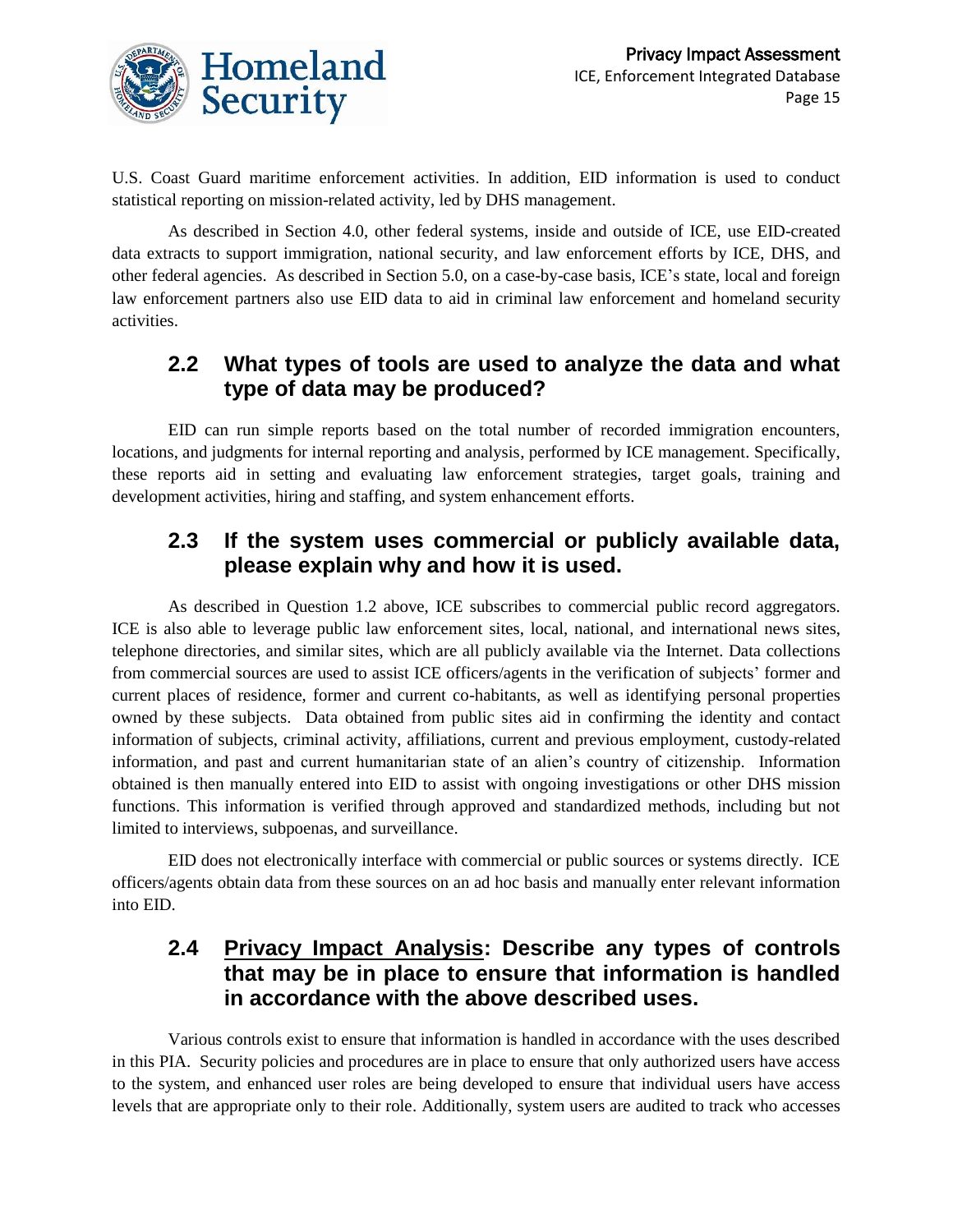U.S. Coast Guard maritime enforcement activities. In addition, EID information is used to conduct statistical reporting on mission-related activity, led by DHS management.

As described in Section 4.0, other federal systems, inside and outside of ICE, use EID-created data extracts to support immigration, national security, and law enforcement efforts by ICE, DHS, and other federal agencies. As described in Section 5.0, on a case-by-case basis, ICE's state, local and foreign law enforcement partners also use EID data to aid in criminal law enforcement and homeland security activities.

## 2.2 What types of tools are used to analyze the data and what type of data may be produced?

EID can run simple reports based on the total number of recorded immigration encounters, locations, and judgments for internal reporting and analysis, performed by ICE management. Specifically, these reports aid in setting and evaluating law enforcement strategies, target goals, training and development activities, hiring and staffing, and system enhancement efforts.

## 2.3 If the system uses commercial or publicly available data, please explain why and how it is used.

As described in Question 1.2 above, ICE subscribes to commercial public record aggregators. ICE is also able to leverage public law enforcement sites, local, national, and international news sites, telephone directories, and similar sites, which are all publicly available via the Internet. Data collections from commercial sources are used to assist ICE officers/agents in the verification of subjects' former and current places of residence, former and current co-habitants, as well as identifying personal properties owned by these subjects. Data obtained from public sites aid in confirming the identity and contact information of subjects, criminal activity, affiliations, current and previous employment, custody-related information, and past and current humanitarian state of an alien's country of citizenship. Information obtained is then manually entered into EID to assist with ongoing investigations or other DHS mission functions. This information is verified through approved and standardized methods, including but not limited to interviews, subpoenas, and surveillance.

EID does not electronically interface with commercial or public sources or systems directly. ICE officers/agents obtain data from these sources on an ad hoc basis and manually enter relevant information into EID.

## 2.4 <u>Privacy Impact Analysis</u>: Describe any types of controls that may be in place to ensure that information is handled in accordance with the above described uses.

Various controls exist to ensure that information is handled in accordance with the uses described in this PIA. Security policies and procedures are in place to ensure that only authorized users have access to the system, and enhanced user roles are being developed to ensure that individual users have access levels that are appropriate only to their role. Additionally, system users are audited to track who accesses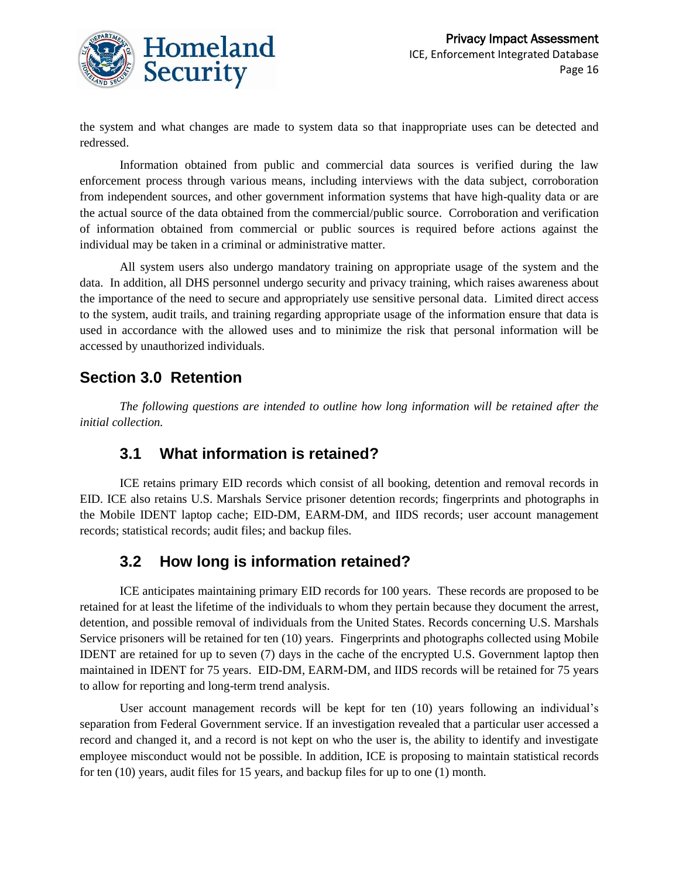the system and what changes are made to system data so that inappropriate uses can be detected and redressed.

Information obtained from public and commercial data sources is verified during the law enforcement process through various means, including interviews with the data subject, corroboration from independent sources, and other government information systems that have high-quality data or are the actual source of the data obtained from the commercial/public source. Corroboration and verification of information obtained from commercial or public sources is required before actions against the individual may be taken in a criminal or administrative matter.

All system users also undergo mandatory training on appropriate usage of the system and the data. In addition, all DHS personnel undergo security and privacy training, which raises awareness about the importance of the need to secure and appropriately use sensitive personal data. Limited direct access to the system, audit trails, and training regarding appropriate usage of the information ensure that data is used in accordance with the allowed uses and to minimize the risk that personal information will be accessed by unauthorized individuals.

## Section 3.0 Retention

*The following questions are intended to outline how long information will be retained after the initial collection.*

### 3.1 What information is retained?

ICE retains primary EID records which consist of all booking, detention and removal records in EID. ICE also retains U.S. Marshals Service prisoner detention records; fingerprints and photographs in the Mobile IDENT laptop cache; EID-DM, EARM-DM, and IIDS records; user account management records; statistical records; audit files; and backup files.

### 3.2 How long is information retained?

ICE anticipates maintaining primary EID records for 100 years. These records are proposed to be retained for at least the lifetime of the individuals to whom they pertain because they document the arrest, detention, and possible removal of individuals from the United States. Records concerning U.S. Marshals Service prisoners will be retained for ten (10) years. Fingerprints and photographs collected using Mobile IDENT are retained for up to seven (7) days in the cache of the encrypted U.S. Government laptop then maintained in IDENT for 75 years. EID-DM, EARM-DM, and IIDS records will be retained for 75 years to allow for reporting and long-term trend analysis.

User account management records will be kept for ten (10) years following an individual's separation from Federal Government service. If an investigation revealed that a particular user accessed a record and changed it, and a record is not kept on who the user is, the ability to identify and investigate employee misconduct would not be possible. In addition, ICE is proposing to maintain statistical records for ten (10) years, audit files for 15 years, and backup files for up to one (1) month.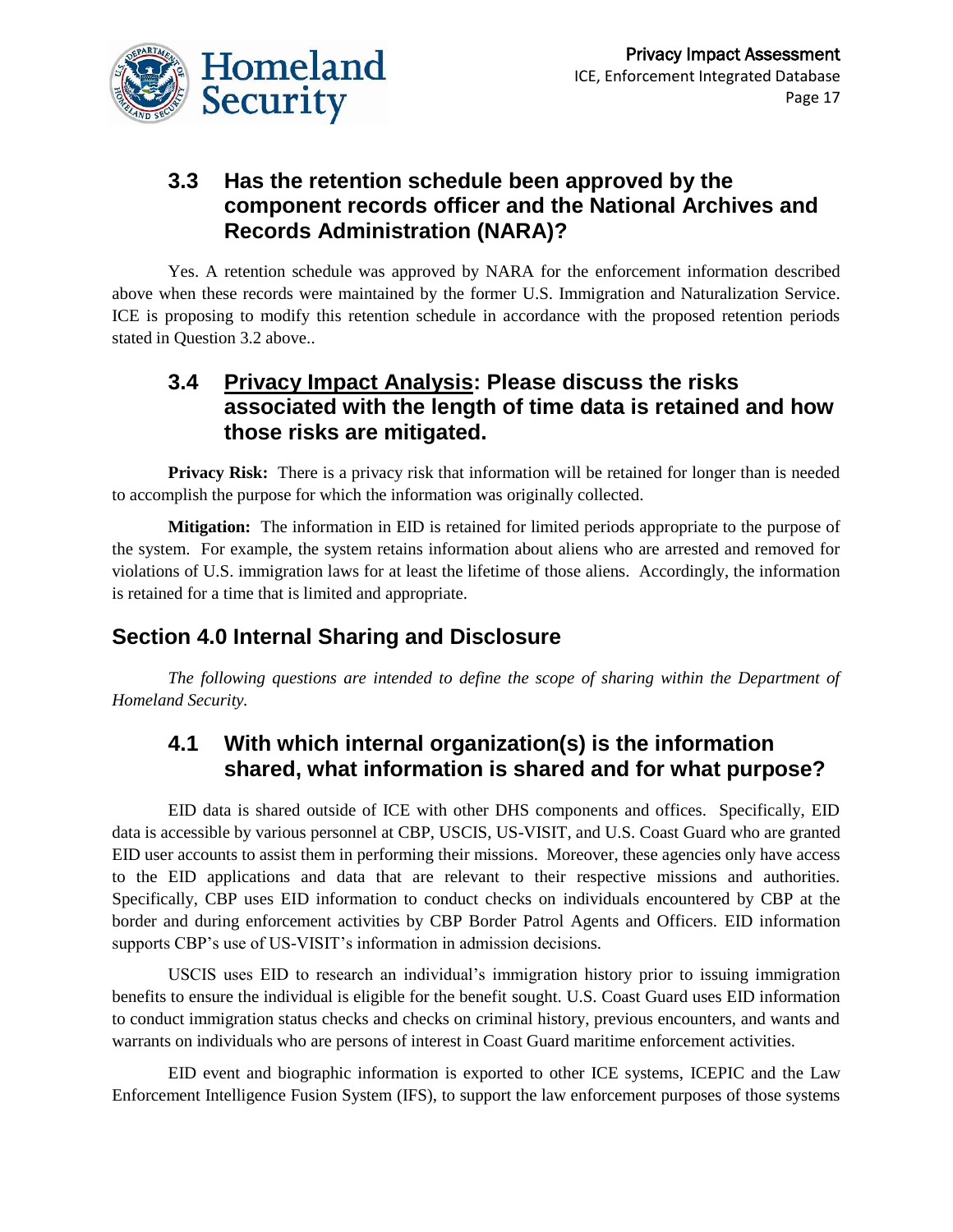### 3.3 Has the retention schedule been approved by the component records officer and the National Archives and Records Administration (NARA)?

Yes. A retention schedule was approved by NARA for the enforcement information described above when these records were maintained by the former U.S. Immigration and Naturalization Service. ICE is proposing to modify this retention schedule in accordance with the proposed retention periods stated in Question 3.2 above..

### 3.4 Privacy Impact Analysis: Please discuss the risks associated with the length of time data is retained and how those risks are mitigated.

**Privacy Risk:** There is a privacy risk that information will be retained for longer than is needed to accomplish the purpose for which the information was originally collected.

**Mitigation:** The information in EID is retained for limited periods appropriate to the purpose of the system. For example, the system retains information about aliens who are arrested and removed for violations of U.S. immigration laws for at least the lifetime of those aliens. Accordingly, the information is retained for a time that is limited and appropriate.

## Section 4.0 Internal Sharing and Disclosure

*The following questions are intended to define the scope of sharing within the Department of Homeland Security.*

### 4.1 With which internal organization(s) is the information shared, what information is shared and for what purpose?

EID data is shared outside of ICE with other DHS components and offices. Specifically, EID data is accessible by various personnel at CBP, USCIS, US-VISIT, and U.S. Coast Guard who are granted EID user accounts to assist them in performing their missions. Moreover, these agencies only have access to the EID applications and data that are relevant to their respective missions and authorities. Specifically, CBP uses EID information to conduct checks on individuals encountered by CBP at the border and during enforcement activities by CBP Border Patrol Agents and Officers. EID information supports CBP's use of US-VISIT's information in admission decisions.

USCIS uses EID to research an individual's immigration history prior to issuing immigration benefits to ensure the individual is eligible for the benefit sought. U.S. Coast Guard uses EID information to conduct immigration status checks and checks on criminal history, previous encounters, and wants and warrants on individuals who are persons of interest in Coast Guard maritime enforcement activities.

EID event and biographic information is exported to other ICE systems, ICEPIC and the Law Enforcement Intelligence Fusion System (IFS), to support the law enforcement purposes of those systems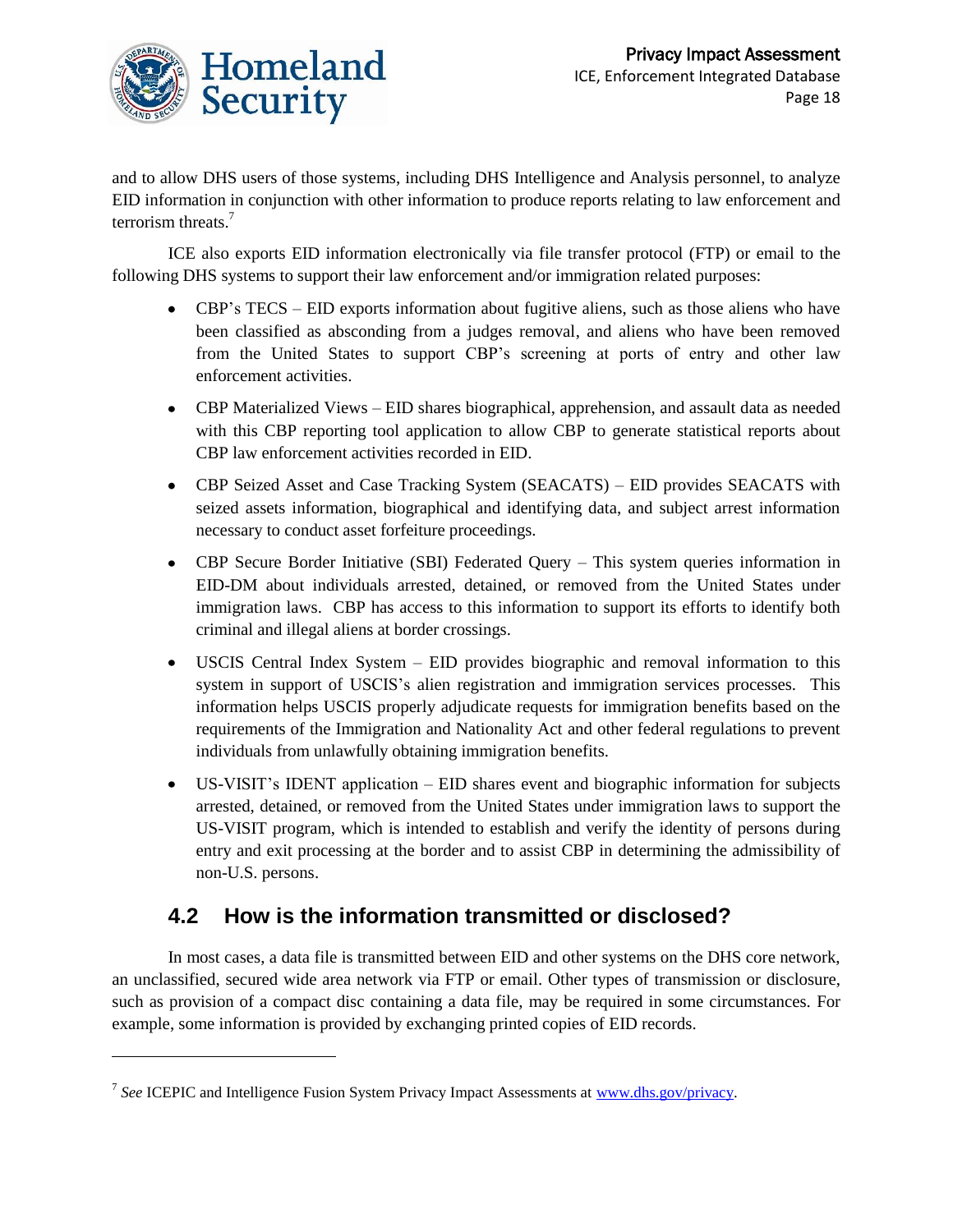and to allow DHS users of those systems, including DHS Intelligence and Analysis personnel, to analyze EID information in conjunction with other information to produce reports relating to law enforcement and terrorism threats.[7]

ICE also exports EID information electronically via file transfer protocol (FTP) or email to the following DHS systems to support their law enforcement and/or immigration related purposes:

- CBP's TECS – EID exports information about fugitive aliens, such as those aliens who have been classified as absconding from a judges removal, and aliens who have been removed from the United States to support CBP's screening at ports of entry and other law enforcement activities.
- CBP Materialized Views – EID shares biographical, apprehension, and assault data as needed with this CBP reporting tool application to allow CBP to generate statistical reports about CBP law enforcement activities recorded in EID.
- CBP Seized Asset and Case Tracking System (SEACATS) – EID provides SEACATS with seized assets information, biographical and identifying data, and subject arrest information necessary to conduct asset forfeiture proceedings.
- CBP Secure Border Initiative (SBI) Federated Query – This system queries information in EID-DM about individuals arrested, detained, or removed from the United States under immigration laws. CBP has access to this information to support its efforts to identify both criminal and illegal aliens at border crossings.
- USCIS Central Index System – EID provides biographic and removal information to this system in support of USCIS's alien registration and immigration services processes. This information helps USCIS properly adjudicate requests for immigration benefits based on the requirements of the Immigration and Nationality Act and other federal regulations to prevent individuals from unlawfully obtaining immigration benefits.
- US-VISIT's IDENT application – EID shares event and biographic information for subjects arrested, detained, or removed from the United States under immigration laws to support the US-VISIT program, which is intended to establish and verify the identity of persons during entry and exit processing at the border and to assist CBP in determining the admissibility of non-U.S. persons.

## 4.2 How is the information transmitted or disclosed?

In most cases, a data file is transmitted between EID and other systems on the DHS core network, an unclassified, secured wide area network via FTP or email. Other types of transmission or disclosure, such as provision of a compact disc containing a data file, may be required in some circumstances. For example, some information is provided by exchanging printed copies of EID records.

---

[7] *See* ICEPIC and Intelligence Fusion System Privacy Impact Assessments at www.dhs.gov/privacy.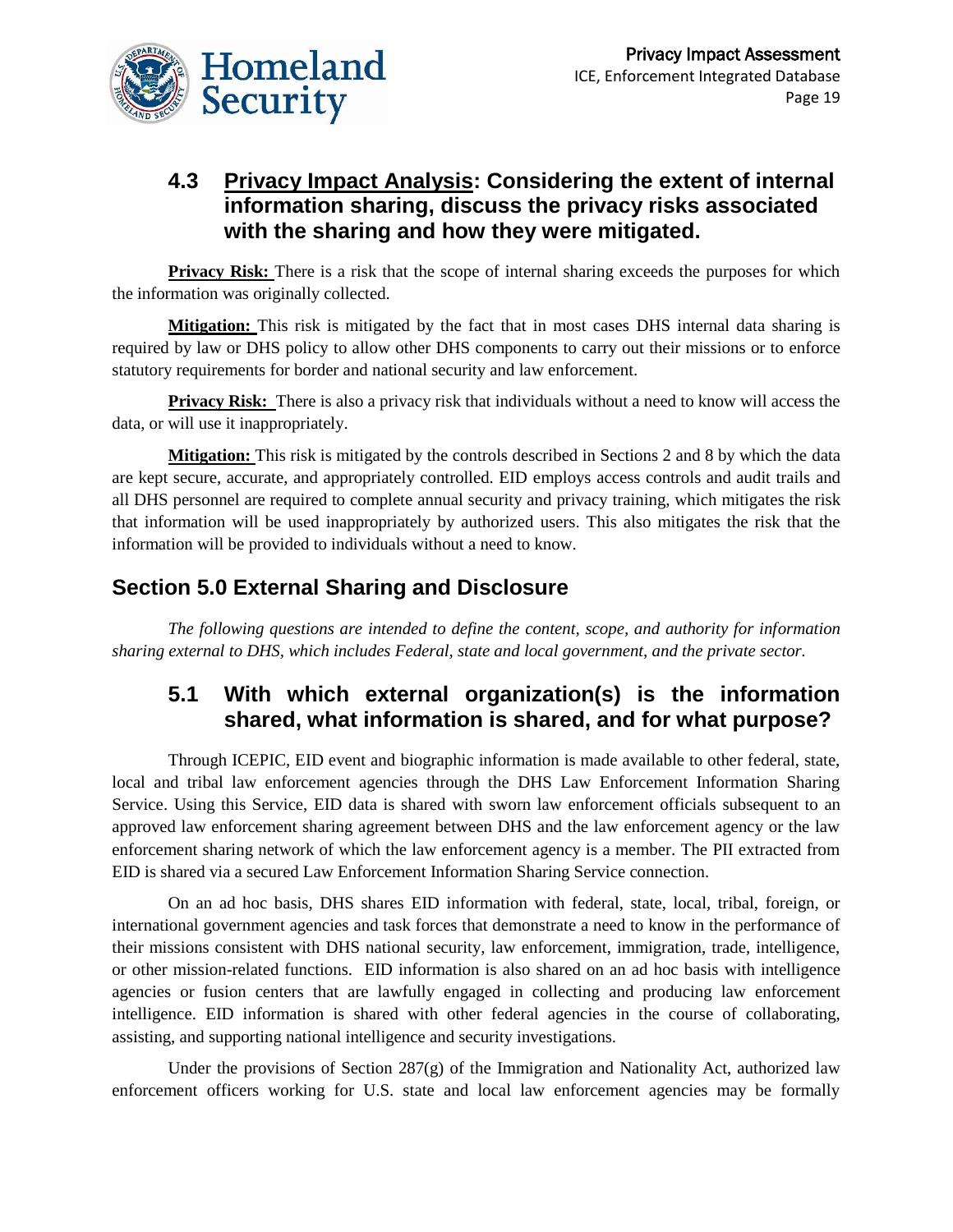### 4.3 Privacy Impact Analysis: Considering the extent of internal information sharing, discuss the privacy risks associated with the sharing and how they were mitigated.

**Privacy Risk:** There is a risk that the scope of internal sharing exceeds the purposes for which the information was originally collected.

**Mitigation:** This risk is mitigated by the fact that in most cases DHS internal data sharing is required by law or DHS policy to allow other DHS components to carry out their missions or to enforce statutory requirements for border and national security and law enforcement.

**Privacy Risk:** There is also a privacy risk that individuals without a need to know will access the data, or will use it inappropriately.

**Mitigation:** This risk is mitigated by the controls described in Sections 2 and 8 by which the data are kept secure, accurate, and appropriately controlled. EID employs access controls and audit trails and all DHS personnel are required to complete annual security and privacy training, which mitigates the risk that information will be used inappropriately by authorized users. This also mitigates the risk that the information will be provided to individuals without a need to know.

## Section 5.0 External Sharing and Disclosure

*The following questions are intended to define the content, scope, and authority for information sharing external to DHS, which includes Federal, state and local government, and the private sector.*

### 5.1 With which external organization(s) is the information shared, what information is shared, and for what purpose?

Through ICEPIC, EID event and biographic information is made available to other federal, state, local and tribal law enforcement agencies through the DHS Law Enforcement Information Sharing Service. Using this Service, EID data is shared with sworn law enforcement officials subsequent to an approved law enforcement sharing agreement between DHS and the law enforcement agency or the law enforcement sharing network of which the law enforcement agency is a member. The PII extracted from EID is shared via a secured Law Enforcement Information Sharing Service connection.

On an ad hoc basis, DHS shares EID information with federal, state, local, tribal, foreign, or international government agencies and task forces that demonstrate a need to know in the performance of their missions consistent with DHS national security, law enforcement, immigration, trade, intelligence, or other mission-related functions. EID information is also shared on an ad hoc basis with intelligence agencies or fusion centers that are lawfully engaged in collecting and producing law enforcement intelligence. EID information is shared with other federal agencies in the course of collaborating, assisting, and supporting national intelligence and security investigations.

Under the provisions of Section 287(g) of the Immigration and Nationality Act, authorized law enforcement officers working for U.S. state and local law enforcement agencies may be formally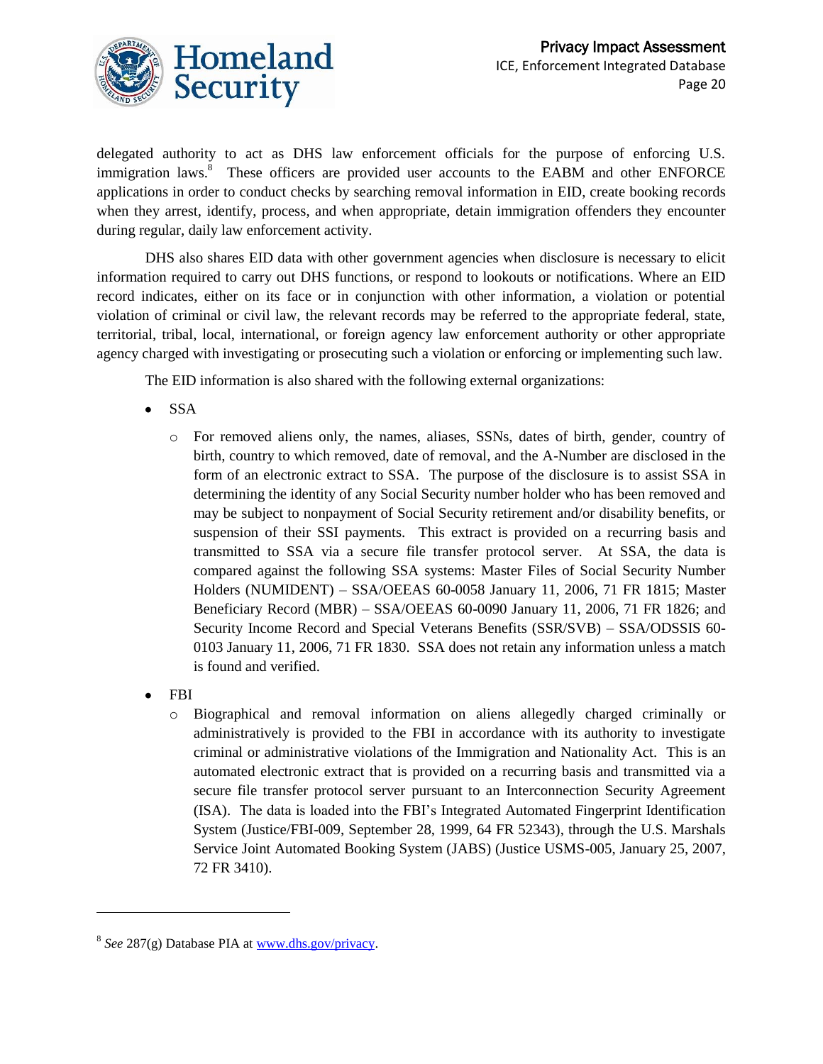delegated authority to act as DHS law enforcement officials for the purpose of enforcing U.S. immigration laws.[8] These officers are provided user accounts to the EABM and other ENFORCE applications in order to conduct checks by searching removal information in EID, create booking records when they arrest, identify, process, and when appropriate, detain immigration offenders they encounter during regular, daily law enforcement activity.

DHS also shares EID data with other government agencies when disclosure is necessary to elicit information required to carry out DHS functions, or respond to lookouts or notifications. Where an EID record indicates, either on its face or in conjunction with other information, a violation or potential violation of criminal or civil law, the relevant records may be referred to the appropriate federal, state, territorial, tribal, local, international, or foreign agency law enforcement authority or other appropriate agency charged with investigating or prosecuting such a violation or enforcing or implementing such law.

The EID information is also shared with the following external organizations:

- SSA
  - For removed aliens only, the names, aliases, SSNs, dates of birth, gender, country of birth, country to which removed, date of removal, and the A-Number are disclosed in the form of an electronic extract to SSA. The purpose of the disclosure is to assist SSA in determining the identity of any Social Security number holder who has been removed and may be subject to nonpayment of Social Security retirement and/or disability benefits, or suspension of their SSI payments. This extract is provided on a recurring basis and transmitted to SSA via a secure file transfer protocol server. At SSA, the data is compared against the following SSA systems: Master Files of Social Security Number Holders (NUMIDENT) – SSA/OEEAS 60-0058 January 11, 2006, 71 FR 1815; Master Beneficiary Record (MBR) – SSA/OEEAS 60-0090 January 11, 2006, 71 FR 1826; and Security Income Record and Special Veterans Benefits (SSR/SVB) – SSA/ODSSIS 60-0103 January 11, 2006, 71 FR 1830. SSA does not retain any information unless a match is found and verified.
- FBI
  - Biographical and removal information on aliens allegedly charged criminally or administratively is provided to the FBI in accordance with its authority to investigate criminal or administrative violations of the Immigration and Nationality Act. This is an automated electronic extract that is provided on a recurring basis and transmitted via a secure file transfer protocol server pursuant to an Interconnection Security Agreement (ISA). The data is loaded into the FBI's Integrated Automated Fingerprint Identification System (Justice/FBI-009, September 28, 1999, 64 FR 52343), through the U.S. Marshals Service Joint Automated Booking System (JABS) (Justice USMS-005, January 25, 2007, 72 FR 3410).

---

[8] *See* 287(g) Database PIA at www.dhs.gov/privacy.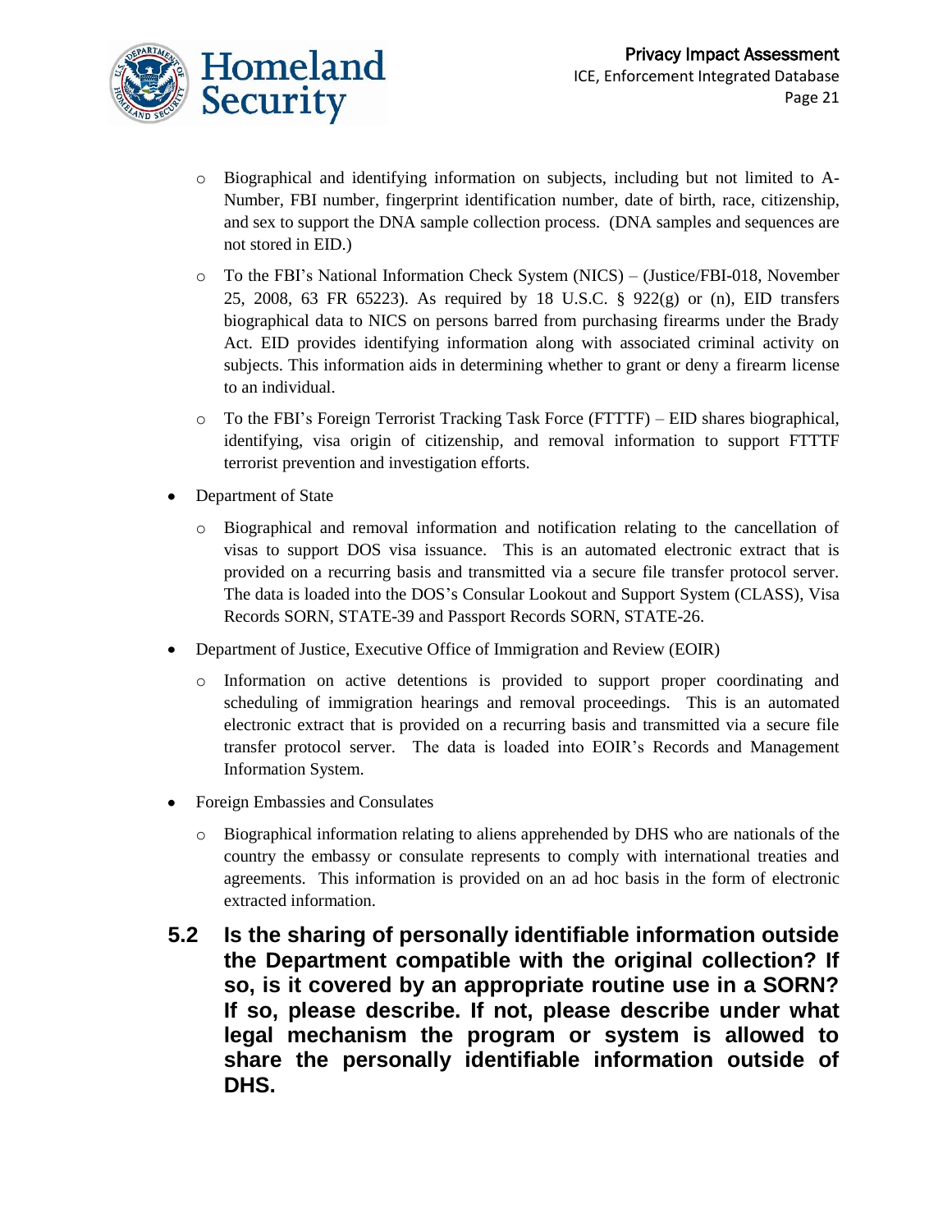- Biographical and identifying information on subjects, including but not limited to A-Number, FBI number, fingerprint identification number, date of birth, race, citizenship, and sex to support the DNA sample collection process. (DNA samples and sequences are not stored in EID.)
- To the FBI's National Information Check System (NICS) – (Justice/FBI-018, November 25, 2008, 63 FR 65223). As required by 18 U.S.C. § 922(g) or (n), EID transfers biographical data to NICS on persons barred from purchasing firearms under the Brady Act. EID provides identifying information along with associated criminal activity on subjects. This information aids in determining whether to grant or deny a firearm license to an individual.
- To the FBI's Foreign Terrorist Tracking Task Force (FTTTF) – EID shares biographical, identifying, visa origin of citizenship, and removal information to support FTTTF terrorist prevention and investigation efforts.

- Department of State
  - Biographical and removal information and notification relating to the cancellation of visas to support DOS visa issuance. This is an automated electronic extract that is provided on a recurring basis and transmitted via a secure file transfer protocol server. The data is loaded into the DOS's Consular Lookout and Support System (CLASS), Visa Records SORN, STATE-39 and Passport Records SORN, STATE-26.
- Department of Justice, Executive Office of Immigration and Review (EOIR)
  - Information on active detentions is provided to support proper coordinating and scheduling of immigration hearings and removal proceedings. This is an automated electronic extract that is provided on a recurring basis and transmitted via a secure file transfer protocol server. The data is loaded into EOIR's Records and Management Information System.
- Foreign Embassies and Consulates
  - Biographical information relating to aliens apprehended by DHS who are nationals of the country the embassy or consulate represents to comply with international treaties and agreements. This information is provided on an ad hoc basis in the form of electronic extracted information.

## 5.2 Is the sharing of personally identifiable information outside the Department compatible with the original collection? If so, is it covered by an appropriate routine use in a SORN? If so, please describe. If not, please describe under what legal mechanism the program or system is allowed to share the personally identifiable information outside of DHS.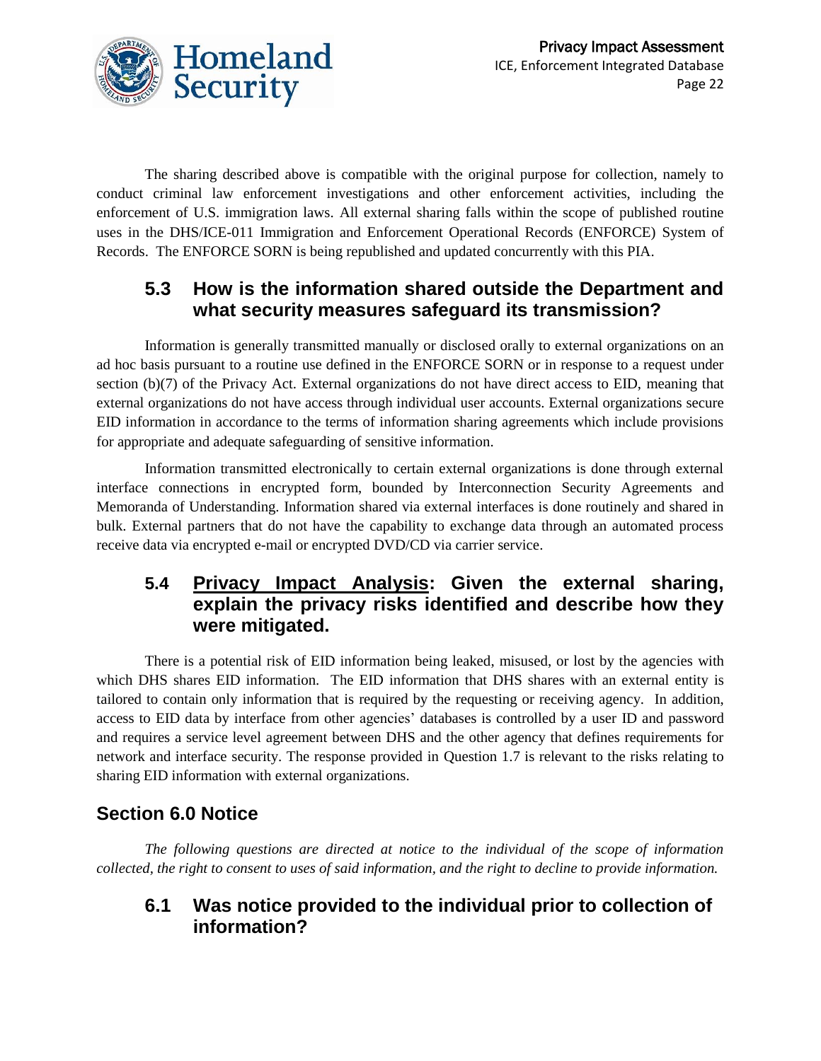The sharing described above is compatible with the original purpose for collection, namely to conduct criminal law enforcement investigations and other enforcement activities, including the enforcement of U.S. immigration laws. All external sharing falls within the scope of published routine uses in the DHS/ICE-011 Immigration and Enforcement Operational Records (ENFORCE) System of Records. The ENFORCE SORN is being republished and updated concurrently with this PIA.

### 5.3 How is the information shared outside the Department and what security measures safeguard its transmission?

Information is generally transmitted manually or disclosed orally to external organizations on an ad hoc basis pursuant to a routine use defined in the ENFORCE SORN or in response to a request under section (b)(7) of the Privacy Act. External organizations do not have direct access to EID, meaning that external organizations do not have access through individual user accounts. External organizations secure EID information in accordance to the terms of information sharing agreements which include provisions for appropriate and adequate safeguarding of sensitive information.

Information transmitted electronically to certain external organizations is done through external interface connections in encrypted form, bounded by Interconnection Security Agreements and Memoranda of Understanding. Information shared via external interfaces is done routinely and shared in bulk. External partners that do not have the capability to exchange data through an automated process receive data via encrypted e-mail or encrypted DVD/CD via carrier service.

### 5.4 Privacy Impact Analysis: Given the external sharing, explain the privacy risks identified and describe how they were mitigated.

There is a potential risk of EID information being leaked, misused, or lost by the agencies with which DHS shares EID information. The EID information that DHS shares with an external entity is tailored to contain only information that is required by the requesting or receiving agency. In addition, access to EID data by interface from other agencies' databases is controlled by a user ID and password and requires a service level agreement between DHS and the other agency that defines requirements for network and interface security. The response provided in Question 1.7 is relevant to the risks relating to sharing EID information with external organizations.

## Section 6.0 Notice

*The following questions are directed at notice to the individual of the scope of information collected, the right to consent to uses of said information, and the right to decline to provide information.*

### 6.1 Was notice provided to the individual prior to collection of information?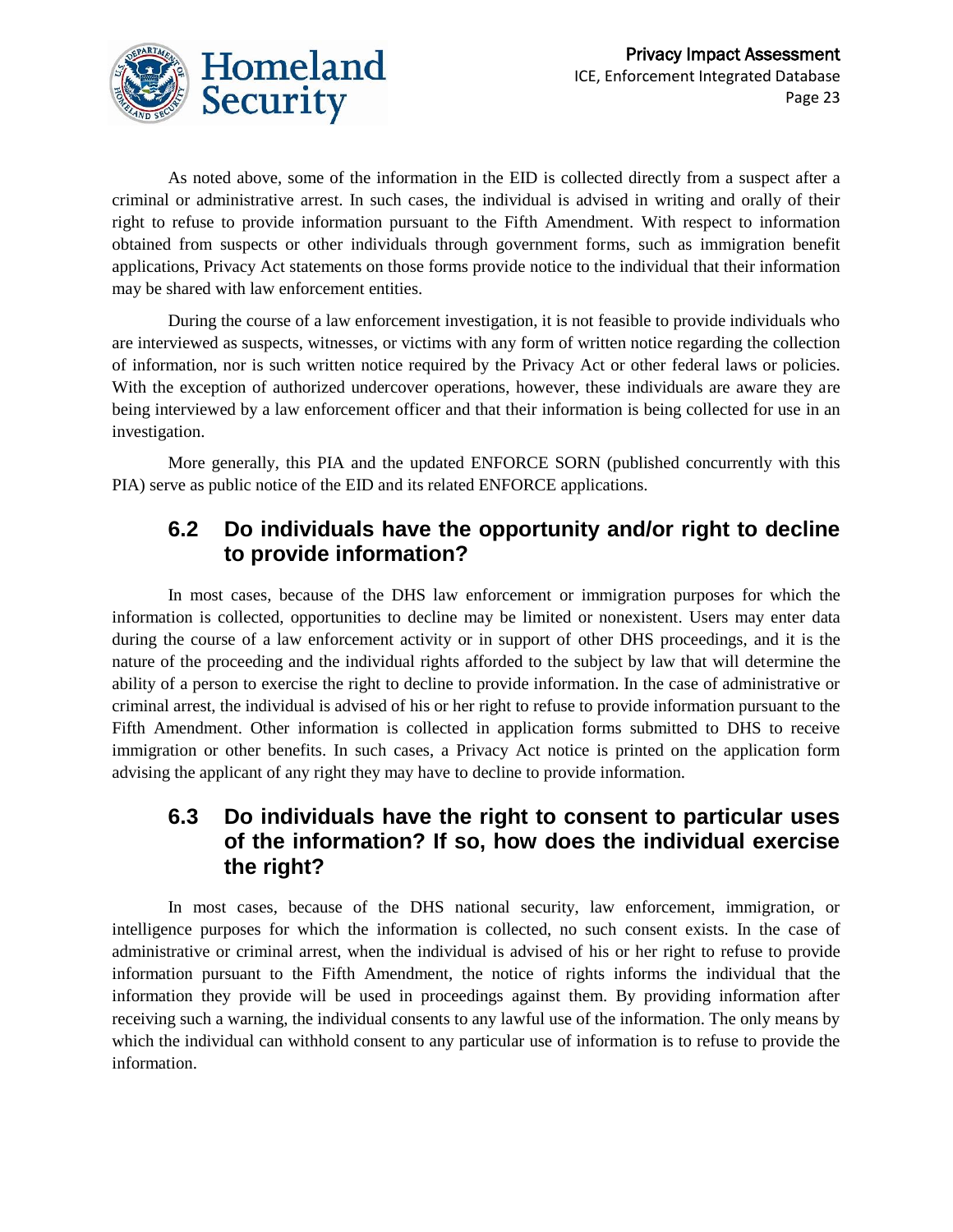As noted above, some of the information in the EID is collected directly from a suspect after a criminal or administrative arrest. In such cases, the individual is advised in writing and orally of their right to refuse to provide information pursuant to the Fifth Amendment. With respect to information obtained from suspects or other individuals through government forms, such as immigration benefit applications, Privacy Act statements on those forms provide notice to the individual that their information may be shared with law enforcement entities.

During the course of a law enforcement investigation, it is not feasible to provide individuals who are interviewed as suspects, witnesses, or victims with any form of written notice regarding the collection of information, nor is such written notice required by the Privacy Act or other federal laws or policies. With the exception of authorized undercover operations, however, these individuals are aware they are being interviewed by a law enforcement officer and that their information is being collected for use in an investigation.

More generally, this PIA and the updated ENFORCE SORN (published concurrently with this PIA) serve as public notice of the EID and its related ENFORCE applications.

## 6.2 Do individuals have the opportunity and/or right to decline to provide information?

In most cases, because of the DHS law enforcement or immigration purposes for which the information is collected, opportunities to decline may be limited or nonexistent. Users may enter data during the course of a law enforcement activity or in support of other DHS proceedings, and it is the nature of the proceeding and the individual rights afforded to the subject by law that will determine the ability of a person to exercise the right to decline to provide information. In the case of administrative or criminal arrest, the individual is advised of his or her right to refuse to provide information pursuant to the Fifth Amendment. Other information is collected in application forms submitted to DHS to receive immigration or other benefits. In such cases, a Privacy Act notice is printed on the application form advising the applicant of any right they may have to decline to provide information.

## 6.3 Do individuals have the right to consent to particular uses of the information? If so, how does the individual exercise the right?

In most cases, because of the DHS national security, law enforcement, immigration, or intelligence purposes for which the information is collected, no such consent exists. In the case of administrative or criminal arrest, when the individual is advised of his or her right to refuse to provide information pursuant to the Fifth Amendment, the notice of rights informs the individual that the information they provide will be used in proceedings against them. By providing information after receiving such a warning, the individual consents to any lawful use of the information. The only means by which the individual can withhold consent to any particular use of information is to refuse to provide the information.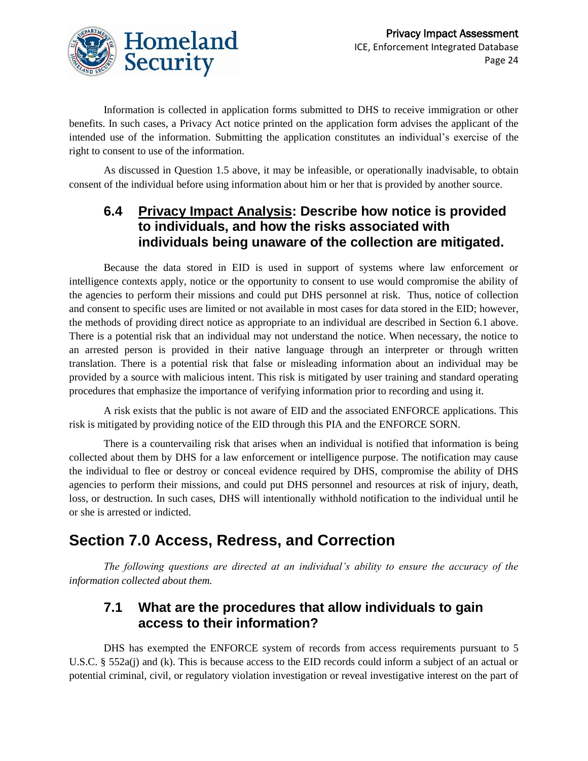Information is collected in application forms submitted to DHS to receive immigration or other benefits. In such cases, a Privacy Act notice printed on the application form advises the applicant of the intended use of the information. Submitting the application constitutes an individual's exercise of the right to consent to use of the information.

As discussed in Question 1.5 above, it may be infeasible, or operationally inadvisable, to obtain consent of the individual before using information about him or her that is provided by another source.

### 6.4 Privacy Impact Analysis: Describe how notice is provided to individuals, and how the risks associated with individuals being unaware of the collection are mitigated.

Because the data stored in EID is used in support of systems where law enforcement or intelligence contexts apply, notice or the opportunity to consent to use would compromise the ability of the agencies to perform their missions and could put DHS personnel at risk. Thus, notice of collection and consent to specific uses are limited or not available in most cases for data stored in the EID; however, the methods of providing direct notice as appropriate to an individual are described in Section 6.1 above. There is a potential risk that an individual may not understand the notice. When necessary, the notice to an arrested person is provided in their native language through an interpreter or through written translation. There is a potential risk that false or misleading information about an individual may be provided by a source with malicious intent. This risk is mitigated by user training and standard operating procedures that emphasize the importance of verifying information prior to recording and using it.

A risk exists that the public is not aware of EID and the associated ENFORCE applications. This risk is mitigated by providing notice of the EID through this PIA and the ENFORCE SORN.

There is a countervailing risk that arises when an individual is notified that information is being collected about them by DHS for a law enforcement or intelligence purpose. The notification may cause the individual to flee or destroy or conceal evidence required by DHS, compromise the ability of DHS agencies to perform their missions, and could put DHS personnel and resources at risk of injury, death, loss, or destruction. In such cases, DHS will intentionally withhold notification to the individual until he or she is arrested or indicted.

## Section 7.0 Access, Redress, and Correction

*The following questions are directed at an individual's ability to ensure the accuracy of the information collected about them.*

### 7.1 What are the procedures that allow individuals to gain access to their information?

DHS has exempted the ENFORCE system of records from access requirements pursuant to 5 U.S.C. § 552a(j) and (k). This is because access to the EID records could inform a subject of an actual or potential criminal, civil, or regulatory violation investigation or reveal investigative interest on the part of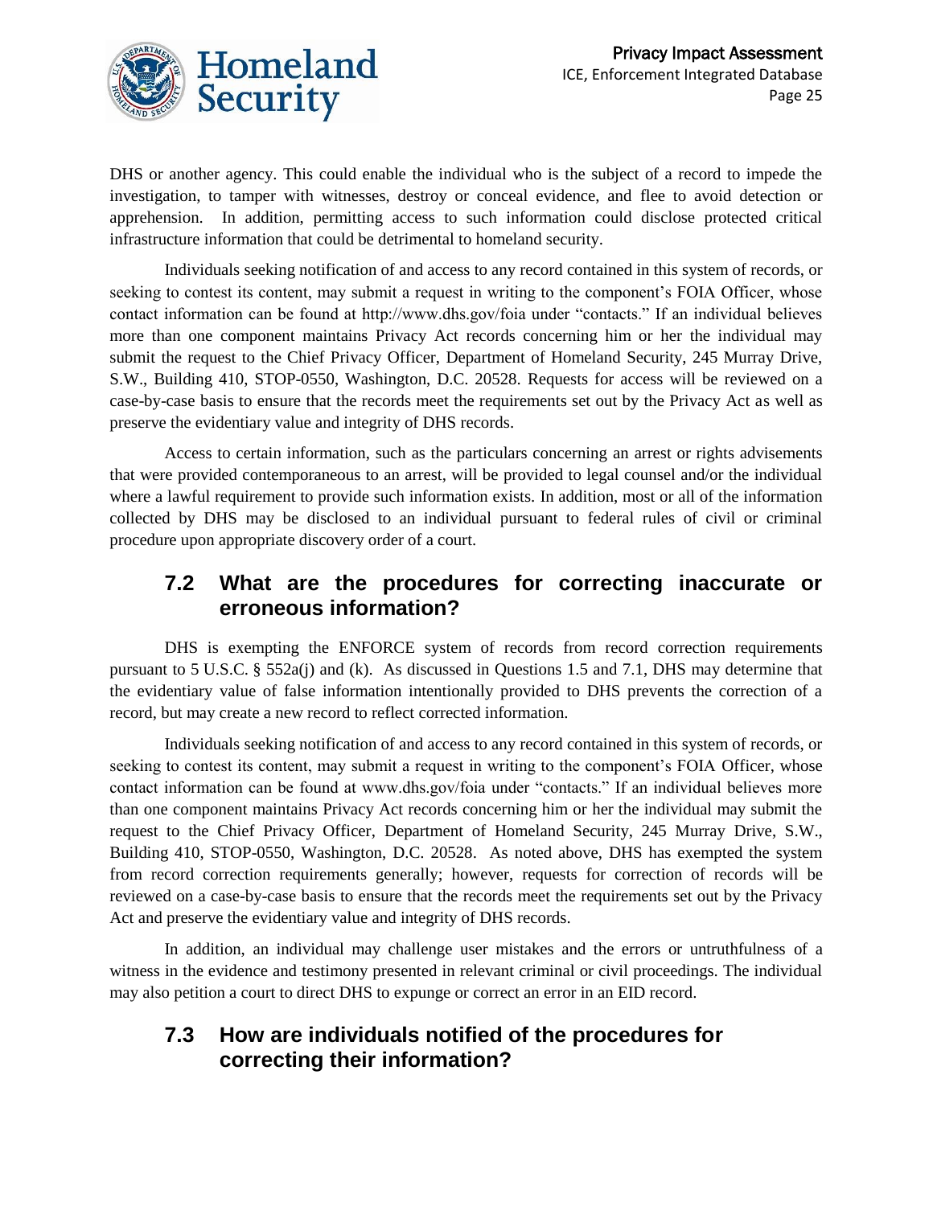DHS or another agency. This could enable the individual who is the subject of a record to impede the investigation, to tamper with witnesses, destroy or conceal evidence, and flee to avoid detection or apprehension. In addition, permitting access to such information could disclose protected critical infrastructure information that could be detrimental to homeland security.

Individuals seeking notification of and access to any record contained in this system of records, or seeking to contest its content, may submit a request in writing to the component's FOIA Officer, whose contact information can be found at http://www.dhs.gov/foia under "contacts." If an individual believes more than one component maintains Privacy Act records concerning him or her the individual may submit the request to the Chief Privacy Officer, Department of Homeland Security, 245 Murray Drive, S.W., Building 410, STOP-0550, Washington, D.C. 20528. Requests for access will be reviewed on a case-by-case basis to ensure that the records meet the requirements set out by the Privacy Act as well as preserve the evidentiary value and integrity of DHS records.

Access to certain information, such as the particulars concerning an arrest or rights advisements that were provided contemporaneous to an arrest, will be provided to legal counsel and/or the individual where a lawful requirement to provide such information exists. In addition, most or all of the information collected by DHS may be disclosed to an individual pursuant to federal rules of civil or criminal procedure upon appropriate discovery order of a court.

## 7.2 What are the procedures for correcting inaccurate or erroneous information?

DHS is exempting the ENFORCE system of records from record correction requirements pursuant to 5 U.S.C. § 552a(j) and (k). As discussed in Questions 1.5 and 7.1, DHS may determine that the evidentiary value of false information intentionally provided to DHS prevents the correction of a record, but may create a new record to reflect corrected information.

Individuals seeking notification of and access to any record contained in this system of records, or seeking to contest its content, may submit a request in writing to the component's FOIA Officer, whose contact information can be found at www.dhs.gov/foia under "contacts." If an individual believes more than one component maintains Privacy Act records concerning him or her the individual may submit the request to the Chief Privacy Officer, Department of Homeland Security, 245 Murray Drive, S.W., Building 410, STOP-0550, Washington, D.C. 20528. As noted above, DHS has exempted the system from record correction requirements generally; however, requests for correction of records will be reviewed on a case-by-case basis to ensure that the records meet the requirements set out by the Privacy Act and preserve the evidentiary value and integrity of DHS records.

In addition, an individual may challenge user mistakes and the errors or untruthfulness of a witness in the evidence and testimony presented in relevant criminal or civil proceedings. The individual may also petition a court to direct DHS to expunge or correct an error in an EID record.

## 7.3 How are individuals notified of the procedures for correcting their information?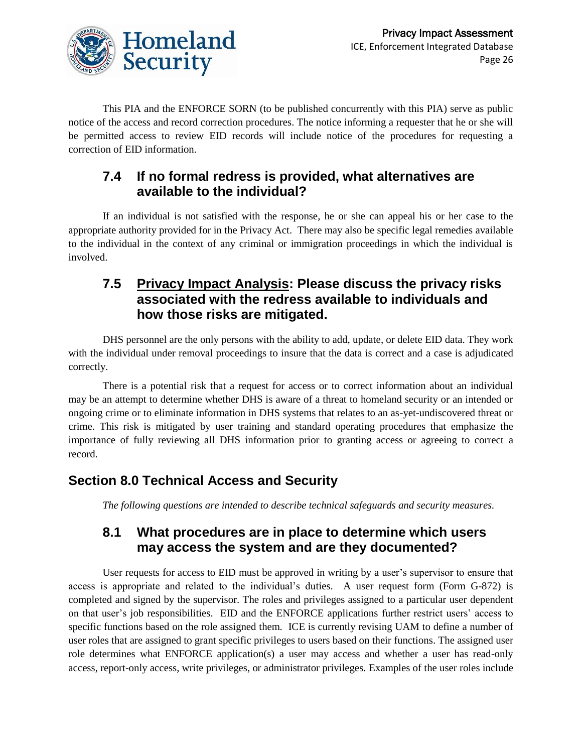This PIA and the ENFORCE SORN (to be published concurrently with this PIA) serve as public notice of the access and record correction procedures. The notice informing a requester that he or she will be permitted access to review EID records will include notice of the procedures for requesting a correction of EID information.

### 7.4 If no formal redress is provided, what alternatives are available to the individual?

If an individual is not satisfied with the response, he or she can appeal his or her case to the appropriate authority provided for in the Privacy Act. There may also be specific legal remedies available to the individual in the context of any criminal or immigration proceedings in which the individual is involved.

### 7.5 Privacy Impact Analysis: Please discuss the privacy risks associated with the redress available to individuals and how those risks are mitigated.

DHS personnel are the only persons with the ability to add, update, or delete EID data. They work with the individual under removal proceedings to insure that the data is correct and a case is adjudicated correctly.

There is a potential risk that a request for access or to correct information about an individual may be an attempt to determine whether DHS is aware of a threat to homeland security or an intended or ongoing crime or to eliminate information in DHS systems that relates to an as-yet-undiscovered threat or crime. This risk is mitigated by user training and standard operating procedures that emphasize the importance of fully reviewing all DHS information prior to granting access or agreeing to correct a record.

## Section 8.0 Technical Access and Security

*The following questions are intended to describe technical safeguards and security measures.*

### 8.1 What procedures are in place to determine which users may access the system and are they documented?

User requests for access to EID must be approved in writing by a user's supervisor to ensure that access is appropriate and related to the individual's duties. A user request form (Form G-872) is completed and signed by the supervisor. The roles and privileges assigned to a particular user dependent on that user's job responsibilities. EID and the ENFORCE applications further restrict users' access to specific functions based on the role assigned them. ICE is currently revising UAM to define a number of user roles that are assigned to grant specific privileges to users based on their functions. The assigned user role determines what ENFORCE application(s) a user may access and whether a user has read-only access, report-only access, write privileges, or administrator privileges. Examples of the user roles include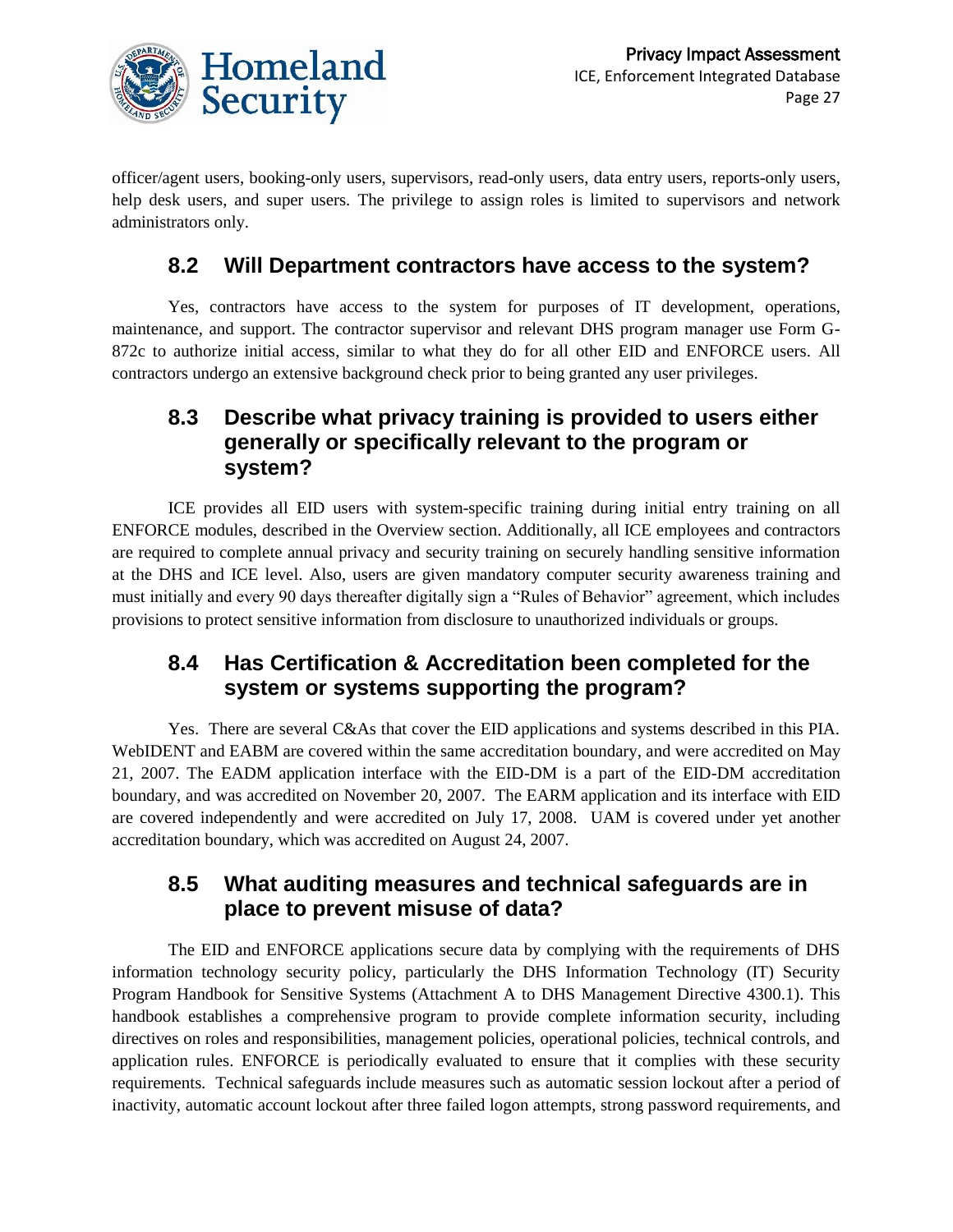officer/agent users, booking-only users, supervisors, read-only users, data entry users, reports-only users, help desk users, and super users. The privilege to assign roles is limited to supervisors and network administrators only.

## 8.2 Will Department contractors have access to the system?

Yes, contractors have access to the system for purposes of IT development, operations, maintenance, and support. The contractor supervisor and relevant DHS program manager use Form G-872c to authorize initial access, similar to what they do for all other EID and ENFORCE users. All contractors undergo an extensive background check prior to being granted any user privileges.

## 8.3 Describe what privacy training is provided to users either generally or specifically relevant to the program or system?

ICE provides all EID users with system-specific training during initial entry training on all ENFORCE modules, described in the Overview section. Additionally, all ICE employees and contractors are required to complete annual privacy and security training on securely handling sensitive information at the DHS and ICE level. Also, users are given mandatory computer security awareness training and must initially and every 90 days thereafter digitally sign a "Rules of Behavior" agreement, which includes provisions to protect sensitive information from disclosure to unauthorized individuals or groups.

## 8.4 Has Certification & Accreditation been completed for the system or systems supporting the program?

Yes. There are several C&As that cover the EID applications and systems described in this PIA. WebIDENT and EABM are covered within the same accreditation boundary, and were accredited on May 21, 2007. The EADM application interface with the EID-DM is a part of the EID-DM accreditation boundary, and was accredited on November 20, 2007. The EARM application and its interface with EID are covered independently and were accredited on July 17, 2008. UAM is covered under yet another accreditation boundary, which was accredited on August 24, 2007.

## 8.5 What auditing measures and technical safeguards are in place to prevent misuse of data?

The EID and ENFORCE applications secure data by complying with the requirements of DHS information technology security policy, particularly the DHS Information Technology (IT) Security Program Handbook for Sensitive Systems (Attachment A to DHS Management Directive 4300.1). This handbook establishes a comprehensive program to provide complete information security, including directives on roles and responsibilities, management policies, operational policies, technical controls, and application rules. ENFORCE is periodically evaluated to ensure that it complies with these security requirements. Technical safeguards include measures such as automatic session lockout after a period of inactivity, automatic account lockout after three failed logon attempts, strong password requirements, and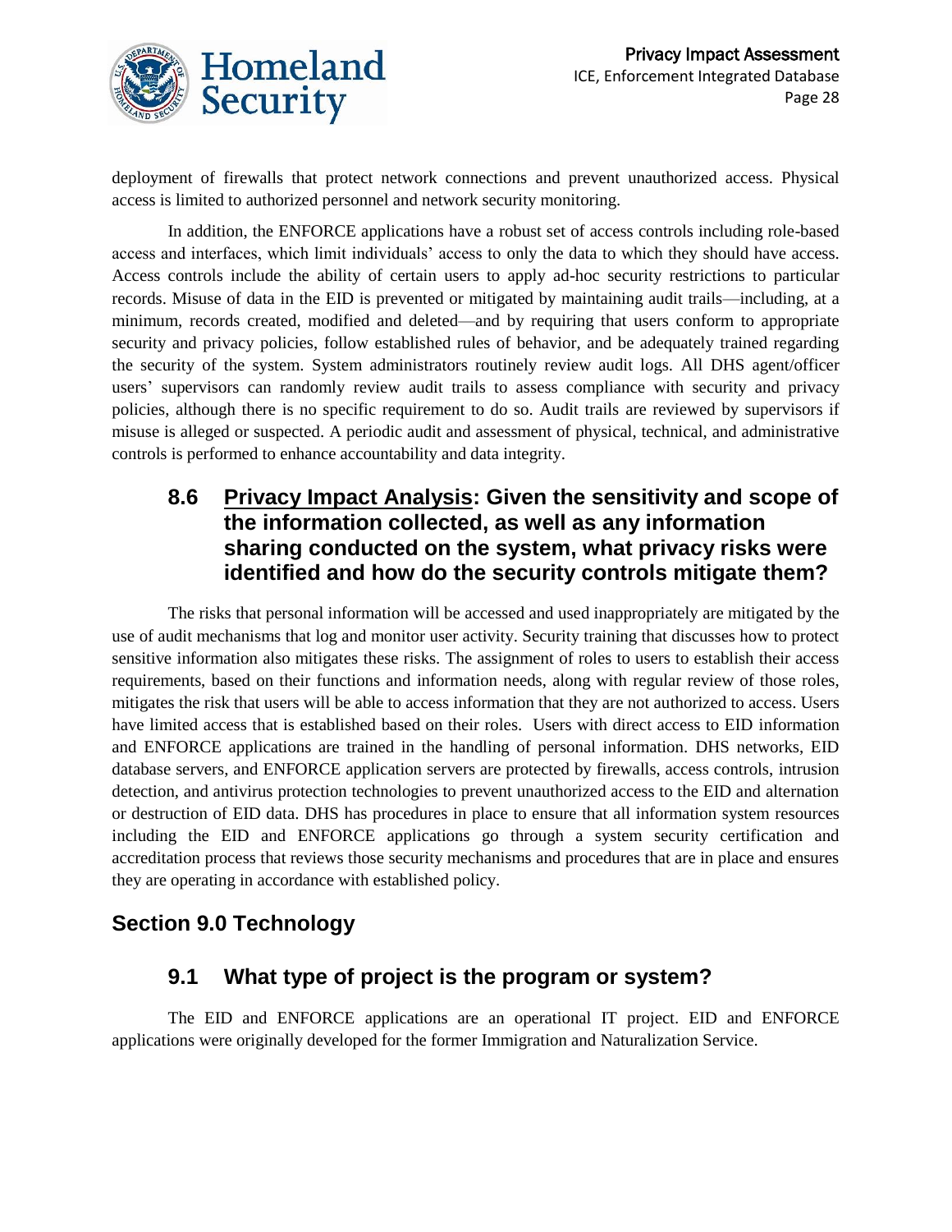deployment of firewalls that protect network connections and prevent unauthorized access. Physical access is limited to authorized personnel and network security monitoring.

In addition, the ENFORCE applications have a robust set of access controls including role-based access and interfaces, which limit individuals' access to only the data to which they should have access. Access controls include the ability of certain users to apply ad-hoc security restrictions to particular records. Misuse of data in the EID is prevented or mitigated by maintaining audit trails—including, at a minimum, records created, modified and deleted—and by requiring that users conform to appropriate security and privacy policies, follow established rules of behavior, and be adequately trained regarding the security of the system. System administrators routinely review audit logs. All DHS agent/officer users' supervisors can randomly review audit trails to assess compliance with security and privacy policies, although there is no specific requirement to do so. Audit trails are reviewed by supervisors if misuse is alleged or suspected. A periodic audit and assessment of physical, technical, and administrative controls is performed to enhance accountability and data integrity.

### 8.6 Privacy Impact Analysis: Given the sensitivity and scope of the information collected, as well as any information sharing conducted on the system, what privacy risks were identified and how do the security controls mitigate them?

The risks that personal information will be accessed and used inappropriately are mitigated by the use of audit mechanisms that log and monitor user activity. Security training that discusses how to protect sensitive information also mitigates these risks. The assignment of roles to users to establish their access requirements, based on their functions and information needs, along with regular review of those roles, mitigates the risk that users will be able to access information that they are not authorized to access. Users have limited access that is established based on their roles. Users with direct access to EID information and ENFORCE applications are trained in the handling of personal information. DHS networks, EID database servers, and ENFORCE application servers are protected by firewalls, access controls, intrusion detection, and antivirus protection technologies to prevent unauthorized access to the EID and alternation or destruction of EID data. DHS has procedures in place to ensure that all information system resources including the EID and ENFORCE applications go through a system security certification and accreditation process that reviews those security mechanisms and procedures that are in place and ensures they are operating in accordance with established policy.

## Section 9.0 Technology

### 9.1 What type of project is the program or system?

The EID and ENFORCE applications are an operational IT project. EID and ENFORCE applications were originally developed for the former Immigration and Naturalization Service.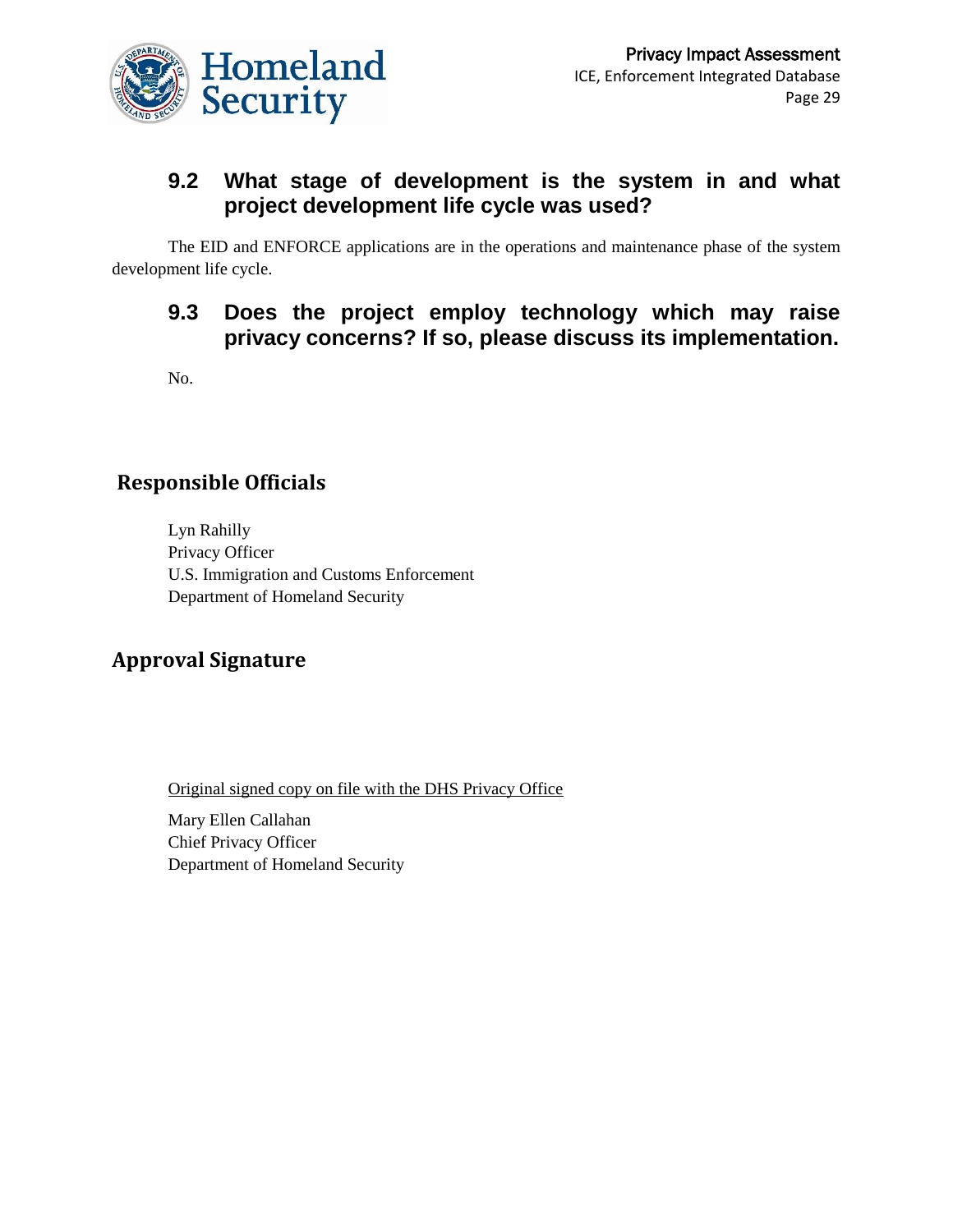## 9.2 What stage of development is the system in and what project development life cycle was used?

The EID and ENFORCE applications are in the operations and maintenance phase of the system development life cycle.

## 9.3 Does the project employ technology which may raise privacy concerns? If so, please discuss its implementation.

No.

## Responsible Officials

Lyn Rahilly
Privacy Officer
U.S. Immigration and Customs Enforcement
Department of Homeland Security

## Approval Signature

Original signed copy on file with the DHS Privacy Office

Mary Ellen Callahan
Chief Privacy Officer
Department of Homeland Security